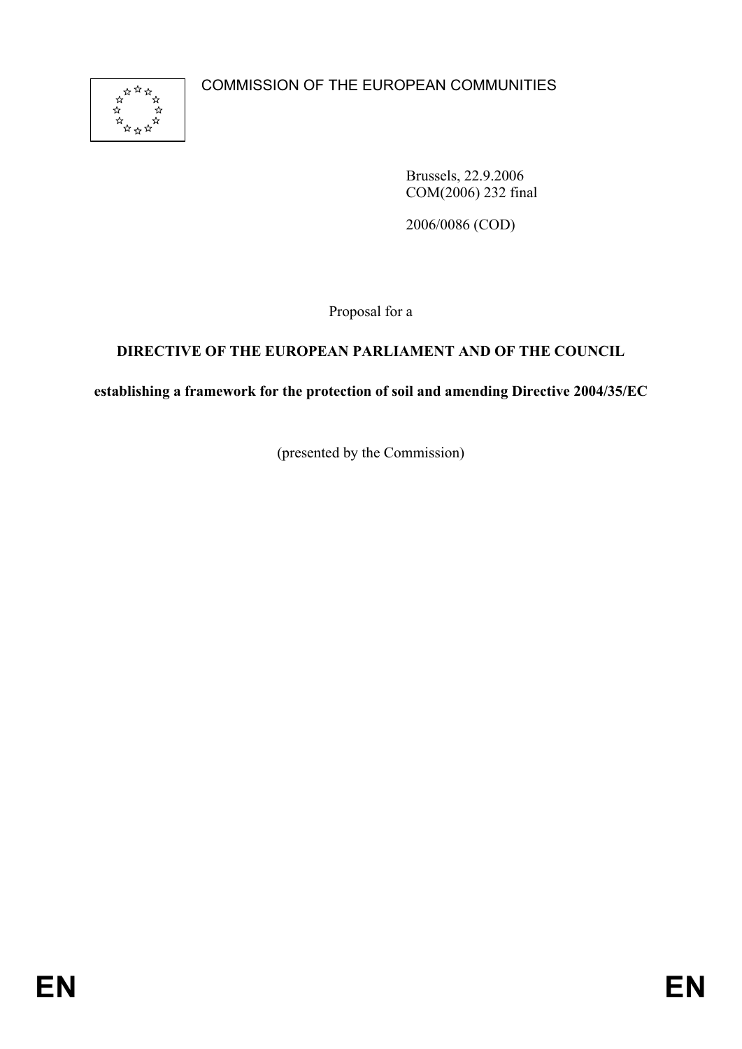COMMISSION OF THE EUROPEAN COMMUNITIES

Brussels, 22.9.2006
COM(2006) 232 final

2006/0086 (COD)

Proposal for a

**DIRECTIVE OF THE EUROPEAN PARLIAMENT AND OF THE COUNCIL**

**establishing a framework for the protection of soil and amending Directive 2004/35/EC**

(presented by the Commission)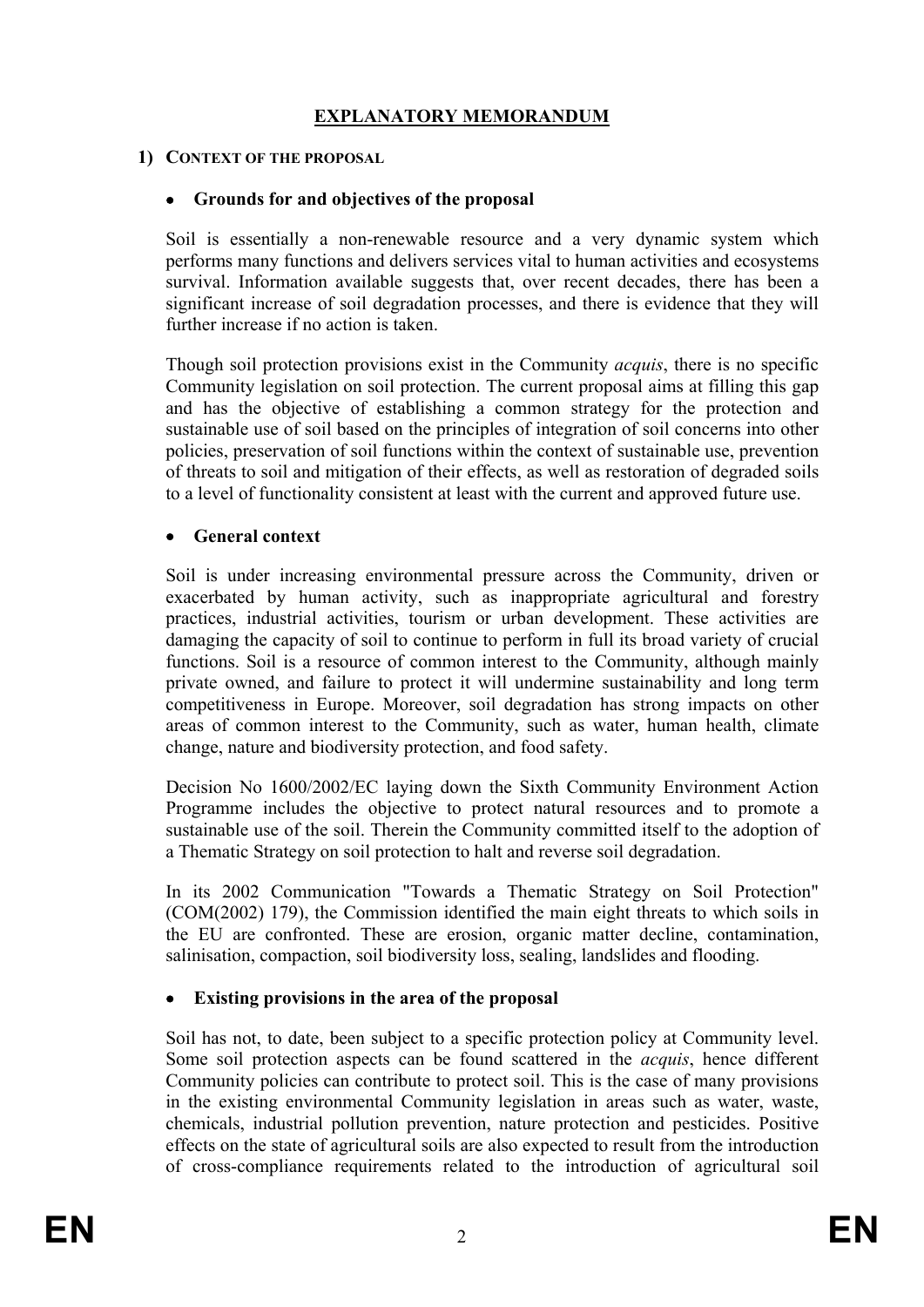# EXPLANATORY MEMORANDUM

## 1) CONTEXT OF THE PROPOSAL

### • Grounds for and objectives of the proposal

Soil is essentially a non-renewable resource and a very dynamic system which performs many functions and delivers services vital to human activities and ecosystems survival. Information available suggests that, over recent decades, there has been a significant increase of soil degradation processes, and there is evidence that they will further increase if no action is taken.

Though soil protection provisions exist in the Community *acquis*, there is no specific Community legislation on soil protection. The current proposal aims at filling this gap and has the objective of establishing a common strategy for the protection and sustainable use of soil based on the principles of integration of soil concerns into other policies, preservation of soil functions within the context of sustainable use, prevention of threats to soil and mitigation of their effects, as well as restoration of degraded soils to a level of functionality consistent at least with the current and approved future use.

### • General context

Soil is under increasing environmental pressure across the Community, driven or exacerbated by human activity, such as inappropriate agricultural and forestry practices, industrial activities, tourism or urban development. These activities are damaging the capacity of soil to continue to perform in full its broad variety of crucial functions. Soil is a resource of common interest to the Community, although mainly private owned, and failure to protect it will undermine sustainability and long term competitiveness in Europe. Moreover, soil degradation has strong impacts on other areas of common interest to the Community, such as water, human health, climate change, nature and biodiversity protection, and food safety.

Decision No 1600/2002/EC laying down the Sixth Community Environment Action Programme includes the objective to protect natural resources and to promote a sustainable use of the soil. Therein the Community committed itself to the adoption of a Thematic Strategy on soil protection to halt and reverse soil degradation.

In its 2002 Communication "Towards a Thematic Strategy on Soil Protection" (COM(2002) 179), the Commission identified the main eight threats to which soils in the EU are confronted. These are erosion, organic matter decline, contamination, salinisation, compaction, soil biodiversity loss, sealing, landslides and flooding.

### • Existing provisions in the area of the proposal

Soil has not, to date, been subject to a specific protection policy at Community level. Some soil protection aspects can be found scattered in the *acquis*, hence different Community policies can contribute to protect soil. This is the case of many provisions in the existing environmental Community legislation in areas such as water, waste, chemicals, industrial pollution prevention, nature protection and pesticides. Positive effects on the state of agricultural soils are also expected to result from the introduction of cross-compliance requirements related to the introduction of agricultural soil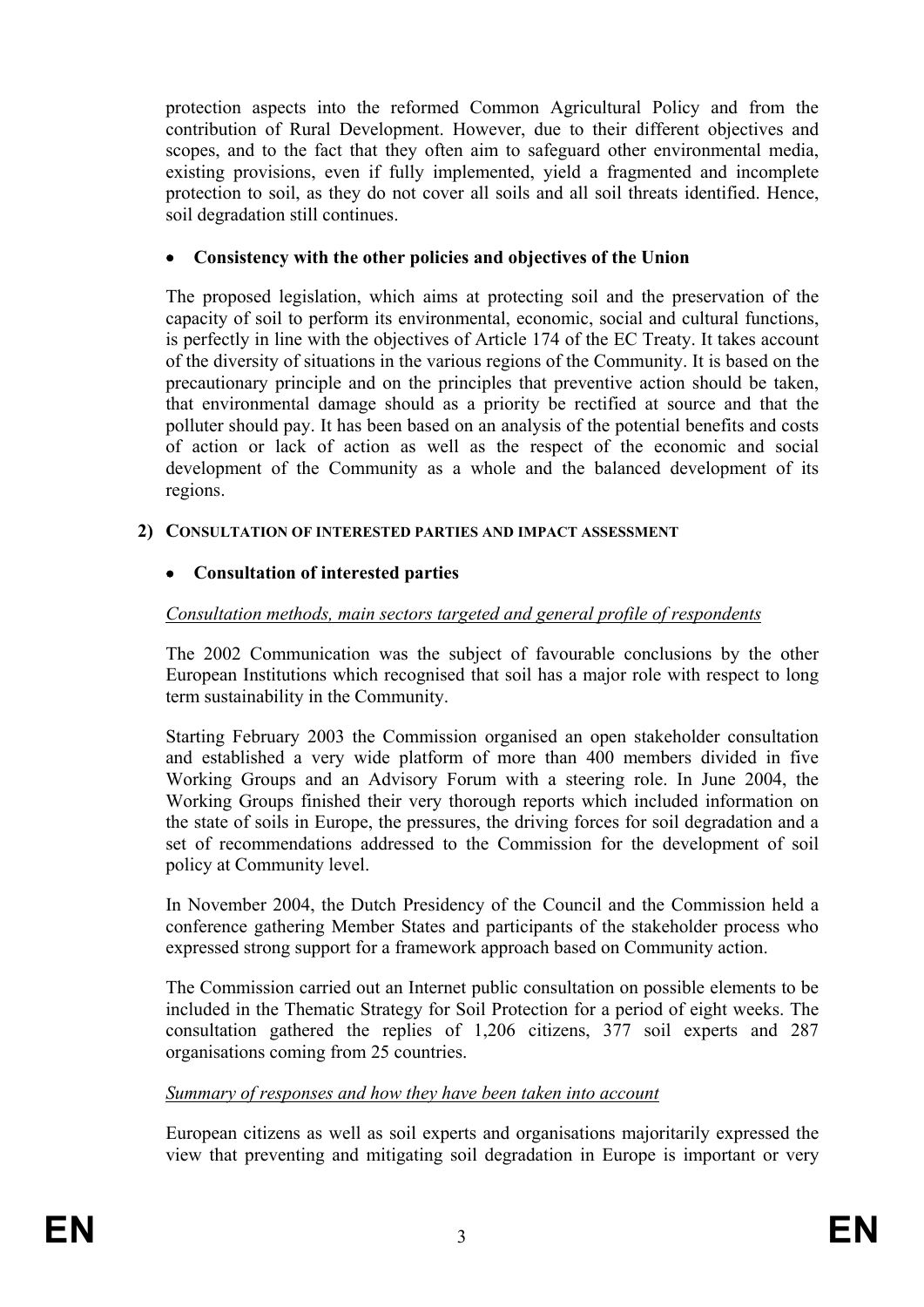protection aspects into the reformed Common Agricultural Policy and from the contribution of Rural Development. However, due to their different objectives and scopes, and to the fact that they often aim to safeguard other environmental media, existing provisions, even if fully implemented, yield a fragmented and incomplete protection to soil, as they do not cover all soils and all soil threats identified. Hence, soil degradation still continues.

- **Consistency with the other policies and objectives of the Union**

The proposed legislation, which aims at protecting soil and the preservation of the capacity of soil to perform its environmental, economic, social and cultural functions, is perfectly in line with the objectives of Article 174 of the EC Treaty. It takes account of the diversity of situations in the various regions of the Community. It is based on the precautionary principle and on the principles that preventive action should be taken, that environmental damage should as a priority be rectified at source and that the polluter should pay. It has been based on an analysis of the potential benefits and costs of action or lack of action as well as the respect of the economic and social development of the Community as a whole and the balanced development of its regions.

## 2) CONSULTATION OF INTERESTED PARTIES AND IMPACT ASSESSMENT

- **Consultation of interested parties**

Consultation methods, main sectors targeted and general profile of respondents

The 2002 Communication was the subject of favourable conclusions by the other European Institutions which recognised that soil has a major role with respect to long term sustainability in the Community.

Starting February 2003 the Commission organised an open stakeholder consultation and established a very wide platform of more than 400 members divided in five Working Groups and an Advisory Forum with a steering role. In June 2004, the Working Groups finished their very thorough reports which included information on the state of soils in Europe, the pressures, the driving forces for soil degradation and a set of recommendations addressed to the Commission for the development of soil policy at Community level.

In November 2004, the Dutch Presidency of the Council and the Commission held a conference gathering Member States and participants of the stakeholder process who expressed strong support for a framework approach based on Community action.

The Commission carried out an Internet public consultation on possible elements to be included in the Thematic Strategy for Soil Protection for a period of eight weeks. The consultation gathered the replies of 1,206 citizens, 377 soil experts and 287 organisations coming from 25 countries.

Summary of responses and how they have been taken into account

European citizens as well as soil experts and organisations majoritarily expressed the view that preventing and mitigating soil degradation in Europe is important or very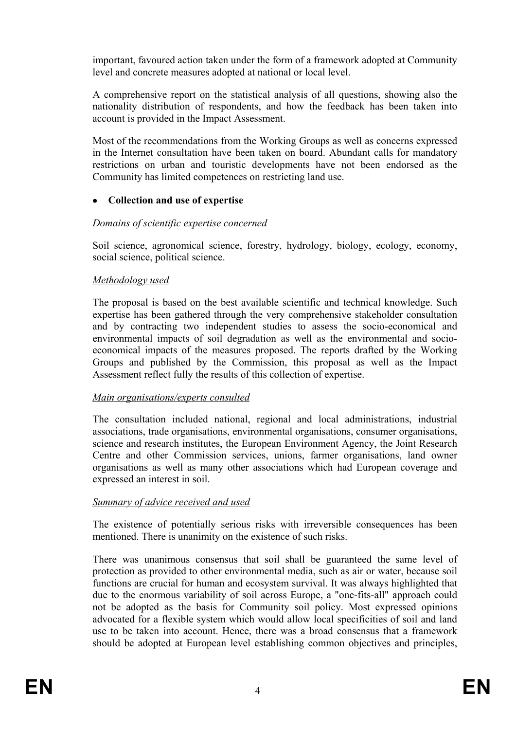important, favoured action taken under the form of a framework adopted at Community level and concrete measures adopted at national or local level.

A comprehensive report on the statistical analysis of all questions, showing also the nationality distribution of respondents, and how the feedback has been taken into account is provided in the Impact Assessment.

Most of the recommendations from the Working Groups as well as concerns expressed in the Internet consultation have been taken on board. Abundant calls for mandatory restrictions on urban and touristic developments have not been endorsed as the Community has limited competences on restricting land use.

- **Collection and use of expertise**

*Domains of scientific expertise concerned*

Soil science, agronomical science, forestry, hydrology, biology, ecology, economy, social science, political science.

*Methodology used*

The proposal is based on the best available scientific and technical knowledge. Such expertise has been gathered through the very comprehensive stakeholder consultation and by contracting two independent studies to assess the socio-economical and environmental impacts of soil degradation as well as the environmental and socio-economical impacts of the measures proposed. The reports drafted by the Working Groups and published by the Commission, this proposal as well as the Impact Assessment reflect fully the results of this collection of expertise.

*Main organisations/experts consulted*

The consultation included national, regional and local administrations, industrial associations, trade organisations, environmental organisations, consumer organisations, science and research institutes, the European Environment Agency, the Joint Research Centre and other Commission services, unions, farmer organisations, land owner organisations as well as many other associations which had European coverage and expressed an interest in soil.

*Summary of advice received and used*

The existence of potentially serious risks with irreversible consequences has been mentioned. There is unanimity on the existence of such risks.

There was unanimous consensus that soil shall be guaranteed the same level of protection as provided to other environmental media, such as air or water, because soil functions are crucial for human and ecosystem survival. It was always highlighted that due to the enormous variability of soil across Europe, a "one-fits-all" approach could not be adopted as the basis for Community soil policy. Most expressed opinions advocated for a flexible system which would allow local specificities of soil and land use to be taken into account. Hence, there was a broad consensus that a framework should be adopted at European level establishing common objectives and principles,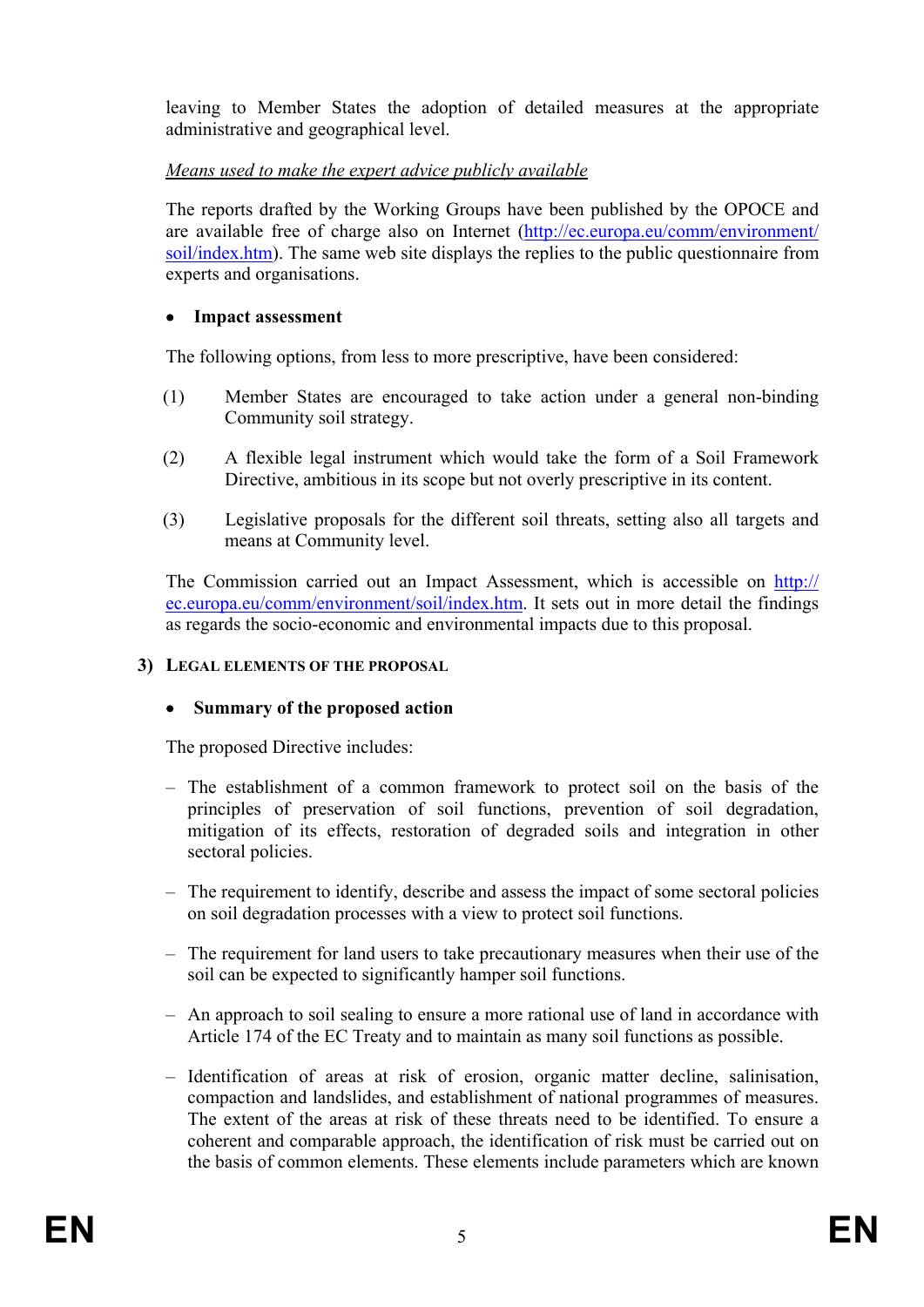leaving to Member States the adoption of detailed measures at the appropriate administrative and geographical level.

*Means used to make the expert advice publicly available*

The reports drafted by the Working Groups have been published by the OPOCE and are available free of charge also on Internet (http://ec.europa.eu/comm/environment/soil/index.htm). The same web site displays the replies to the public questionnaire from experts and organisations.

- **Impact assessment**

The following options, from less to more prescriptive, have been considered:

(1) Member States are encouraged to take action under a general non-binding Community soil strategy.

(2) A flexible legal instrument which would take the form of a Soil Framework Directive, ambitious in its scope but not overly prescriptive in its content.

(3) Legislative proposals for the different soil threats, setting also all targets and means at Community level.

The Commission carried out an Impact Assessment, which is accessible on http://ec.europa.eu/comm/environment/soil/index.htm. It sets out in more detail the findings as regards the socio-economic and environmental impacts due to this proposal.

## 3) Legal elements of the proposal

- **Summary of the proposed action**

The proposed Directive includes:

– The establishment of a common framework to protect soil on the basis of the principles of preservation of soil functions, prevention of soil degradation, mitigation of its effects, restoration of degraded soils and integration in other sectoral policies.

– The requirement to identify, describe and assess the impact of some sectoral policies on soil degradation processes with a view to protect soil functions.

– The requirement for land users to take precautionary measures when their use of the soil can be expected to significantly hamper soil functions.

– An approach to soil sealing to ensure a more rational use of land in accordance with Article 174 of the EC Treaty and to maintain as many soil functions as possible.

– Identification of areas at risk of erosion, organic matter decline, salinisation, compaction and landslides, and establishment of national programmes of measures. The extent of the areas at risk of these threats need to be identified. To ensure a coherent and comparable approach, the identification of risk must be carried out on the basis of common elements. These elements include parameters which are known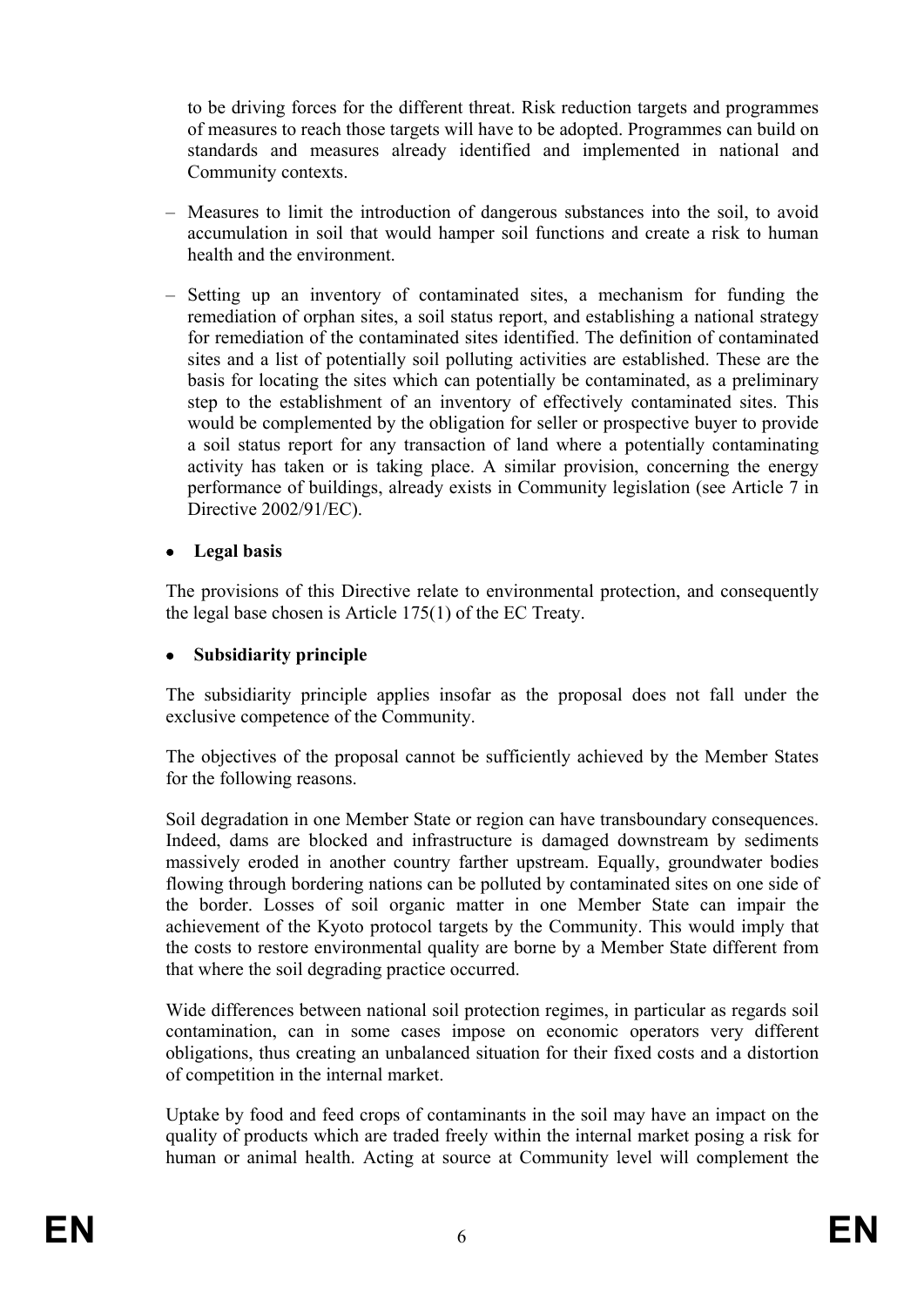to be driving forces for the different threat. Risk reduction targets and programmes of measures to reach those targets will have to be adopted. Programmes can build on standards and measures already identified and implemented in national and Community contexts.

- Measures to limit the introduction of dangerous substances into the soil, to avoid accumulation in soil that would hamper soil functions and create a risk to human health and the environment.
- Setting up an inventory of contaminated sites, a mechanism for funding the remediation of orphan sites, a soil status report, and establishing a national strategy for remediation of the contaminated sites identified. The definition of contaminated sites and a list of potentially soil polluting activities are established. These are the basis for locating the sites which can potentially be contaminated, as a preliminary step to the establishment of an inventory of effectively contaminated sites. This would be complemented by the obligation for seller or prospective buyer to provide a soil status report for any transaction of land where a potentially contaminating activity has taken or is taking place. A similar provision, concerning the energy performance of buildings, already exists in Community legislation (see Article 7 in Directive 2002/91/EC).

- **Legal basis**

The provisions of this Directive relate to environmental protection, and consequently the legal base chosen is Article 175(1) of the EC Treaty.

- **Subsidiarity principle**

The subsidiarity principle applies insofar as the proposal does not fall under the exclusive competence of the Community.

The objectives of the proposal cannot be sufficiently achieved by the Member States for the following reasons.

Soil degradation in one Member State or region can have transboundary consequences. Indeed, dams are blocked and infrastructure is damaged downstream by sediments massively eroded in another country farther upstream. Equally, groundwater bodies flowing through bordering nations can be polluted by contaminated sites on one side of the border. Losses of soil organic matter in one Member State can impair the achievement of the Kyoto protocol targets by the Community. This would imply that the costs to restore environmental quality are borne by a Member State different from that where the soil degrading practice occurred.

Wide differences between national soil protection regimes, in particular as regards soil contamination, can in some cases impose on economic operators very different obligations, thus creating an unbalanced situation for their fixed costs and a distortion of competition in the internal market.

Uptake by food and feed crops of contaminants in the soil may have an impact on the quality of products which are traded freely within the internal market posing a risk for human or animal health. Acting at source at Community level will complement the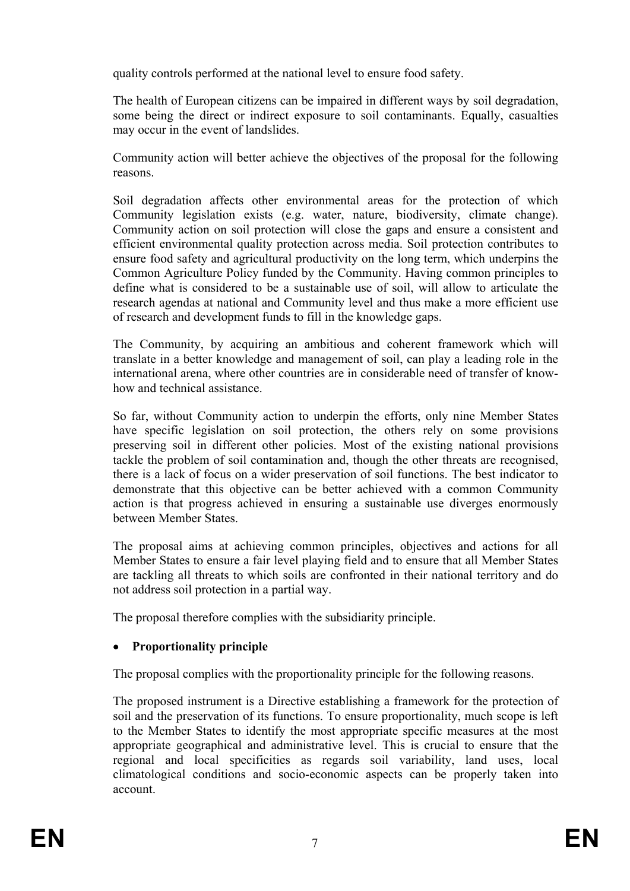quality controls performed at the national level to ensure food safety.

The health of European citizens can be impaired in different ways by soil degradation, some being the direct or indirect exposure to soil contaminants. Equally, casualties may occur in the event of landslides.

Community action will better achieve the objectives of the proposal for the following reasons.

Soil degradation affects other environmental areas for the protection of which Community legislation exists (e.g. water, nature, biodiversity, climate change). Community action on soil protection will close the gaps and ensure a consistent and efficient environmental quality protection across media. Soil protection contributes to ensure food safety and agricultural productivity on the long term, which underpins the Common Agriculture Policy funded by the Community. Having common principles to define what is considered to be a sustainable use of soil, will allow to articulate the research agendas at national and Community level and thus make a more efficient use of research and development funds to fill in the knowledge gaps.

The Community, by acquiring an ambitious and coherent framework which will translate in a better knowledge and management of soil, can play a leading role in the international arena, where other countries are in considerable need of transfer of know-how and technical assistance.

So far, without Community action to underpin the efforts, only nine Member States have specific legislation on soil protection, the others rely on some provisions preserving soil in different other policies. Most of the existing national provisions tackle the problem of soil contamination and, though the other threats are recognised, there is a lack of focus on a wider preservation of soil functions. The best indicator to demonstrate that this objective can be better achieved with a common Community action is that progress achieved in ensuring a sustainable use diverges enormously between Member States.

The proposal aims at achieving common principles, objectives and actions for all Member States to ensure a fair level playing field and to ensure that all Member States are tackling all threats to which soils are confronted in their national territory and do not address soil protection in a partial way.

The proposal therefore complies with the subsidiarity principle.

- **Proportionality principle**

The proposal complies with the proportionality principle for the following reasons.

The proposed instrument is a Directive establishing a framework for the protection of soil and the preservation of its functions. To ensure proportionality, much scope is left to the Member States to identify the most appropriate specific measures at the most appropriate geographical and administrative level. This is crucial to ensure that the regional and local specificities as regards soil variability, land uses, local climatological conditions and socio-economic aspects can be properly taken into account.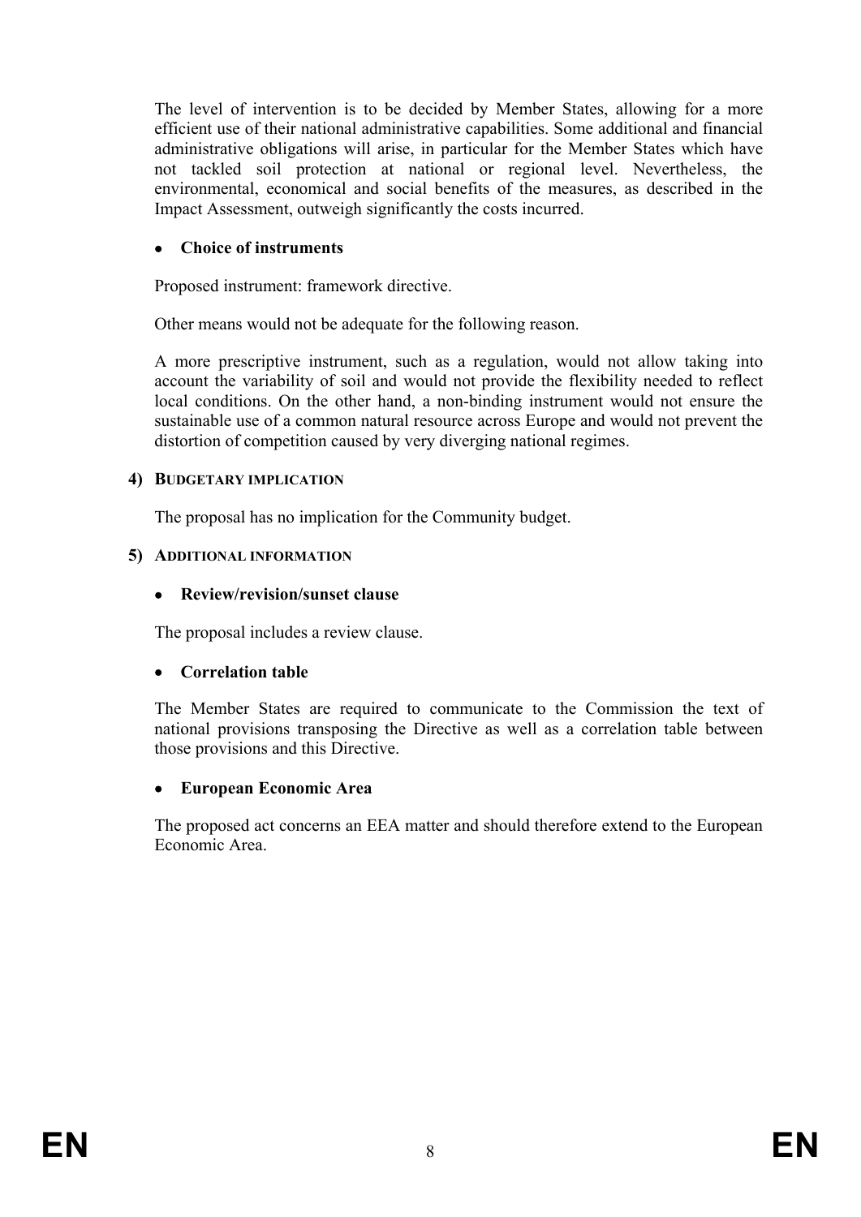The level of intervention is to be decided by Member States, allowing for a more efficient use of their national administrative capabilities. Some additional and financial administrative obligations will arise, in particular for the Member States which have not tackled soil protection at national or regional level. Nevertheless, the environmental, economical and social benefits of the measures, as described in the Impact Assessment, outweigh significantly the costs incurred.

- **Choice of instruments**

Proposed instrument: framework directive.

Other means would not be adequate for the following reason.

A more prescriptive instrument, such as a regulation, would not allow taking into account the variability of soil and would not provide the flexibility needed to reflect local conditions. On the other hand, a non-binding instrument would not ensure the sustainable use of a common natural resource across Europe and would not prevent the distortion of competition caused by very diverging national regimes.

## 4) BUDGETARY IMPLICATION

The proposal has no implication for the Community budget.

## 5) ADDITIONAL INFORMATION

- **Review/revision/sunset clause**

The proposal includes a review clause.

- **Correlation table**

The Member States are required to communicate to the Commission the text of national provisions transposing the Directive as well as a correlation table between those provisions and this Directive.

- **European Economic Area**

The proposed act concerns an EEA matter and should therefore extend to the European Economic Area.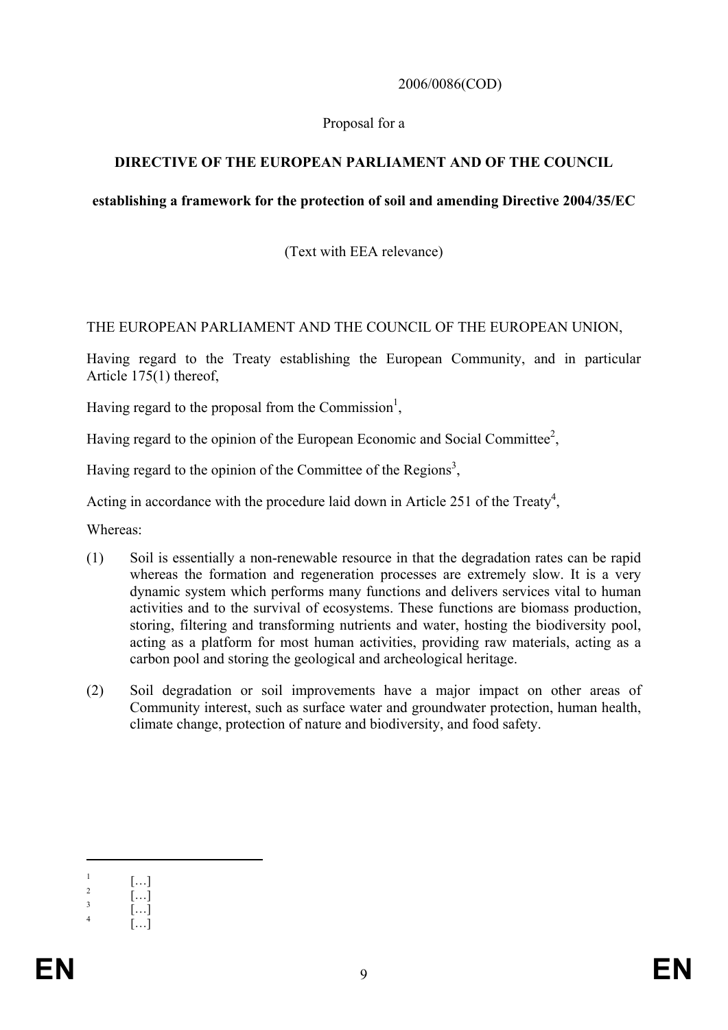2006/0086(COD)

Proposal for a

**DIRECTIVE OF THE EUROPEAN PARLIAMENT AND OF THE COUNCIL**

**establishing a framework for the protection of soil and amending Directive 2004/35/EC**

(Text with EEA relevance)

THE EUROPEAN PARLIAMENT AND THE COUNCIL OF THE EUROPEAN UNION,

Having regard to the Treaty establishing the European Community, and in particular Article 175(1) thereof,

Having regard to the proposal from the Commission[1],

Having regard to the opinion of the European Economic and Social Committee[2],

Having regard to the opinion of the Committee of the Regions[3],

Acting in accordance with the procedure laid down in Article 251 of the Treaty[4],

Whereas:

(1) Soil is essentially a non-renewable resource in that the degradation rates can be rapid whereas the formation and regeneration processes are extremely slow. It is a very dynamic system which performs many functions and delivers services vital to human activities and to the survival of ecosystems. These functions are biomass production, storing, filtering and transforming nutrients and water, hosting the biodiversity pool, acting as a platform for most human activities, providing raw materials, acting as a carbon pool and storing the geological and archeological heritage.

(2) Soil degradation or soil improvements have a major impact on other areas of Community interest, such as surface water and groundwater protection, human health, climate change, protection of nature and biodiversity, and food safety.

---

[1] […]

[2] […]

[3] […]

[4] […]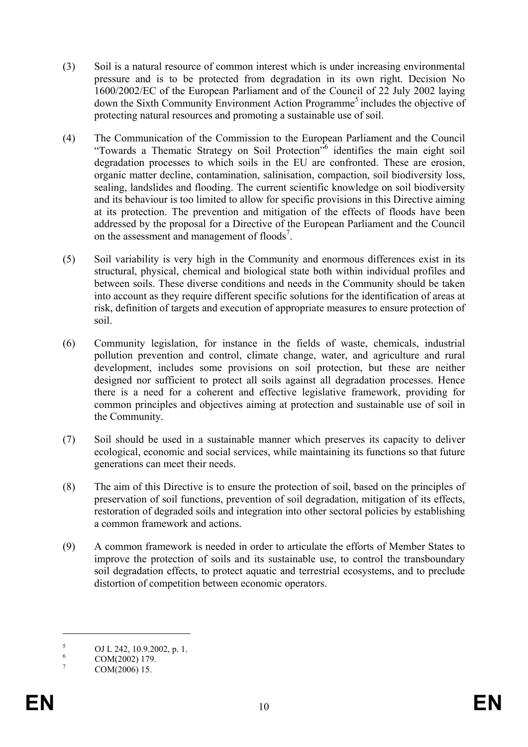(3) Soil is a natural resource of common interest which is under increasing environmental pressure and is to be protected from degradation in its own right. Decision No 1600/2002/EC of the European Parliament and of the Council of 22 July 2002 laying down the Sixth Community Environment Action Programme[5] includes the objective of protecting natural resources and promoting a sustainable use of soil.

(4) The Communication of the Commission to the European Parliament and the Council "Towards a Thematic Strategy on Soil Protection"[6] identifies the main eight soil degradation processes to which soils in the EU are confronted. These are erosion, organic matter decline, contamination, salinisation, compaction, soil biodiversity loss, sealing, landslides and flooding. The current scientific knowledge on soil biodiversity and its behaviour is too limited to allow for specific provisions in this Directive aiming at its protection. The prevention and mitigation of the effects of floods have been addressed by the proposal for a Directive of the European Parliament and the Council on the assessment and management of floods[7].

(5) Soil variability is very high in the Community and enormous differences exist in its structural, physical, chemical and biological state both within individual profiles and between soils. These diverse conditions and needs in the Community should be taken into account as they require different specific solutions for the identification of areas at risk, definition of targets and execution of appropriate measures to ensure protection of soil.

(6) Community legislation, for instance in the fields of waste, chemicals, industrial pollution prevention and control, climate change, water, and agriculture and rural development, includes some provisions on soil protection, but these are neither designed nor sufficient to protect all soils against all degradation processes. Hence there is a need for a coherent and effective legislative framework, providing for common principles and objectives aiming at protection and sustainable use of soil in the Community.

(7) Soil should be used in a sustainable manner which preserves its capacity to deliver ecological, economic and social services, while maintaining its functions so that future generations can meet their needs.

(8) The aim of this Directive is to ensure the protection of soil, based on the principles of preservation of soil functions, prevention of soil degradation, mitigation of its effects, restoration of degraded soils and integration into other sectoral policies by establishing a common framework and actions.

(9) A common framework is needed in order to articulate the efforts of Member States to improve the protection of soils and its sustainable use, to control the transboundary soil degradation effects, to protect aquatic and terrestrial ecosystems, and to preclude distortion of competition between economic operators.

---

[5] OJ L 242, 10.9.2002, p. 1.

[6] COM(2002) 179.

[7] COM(2006) 15.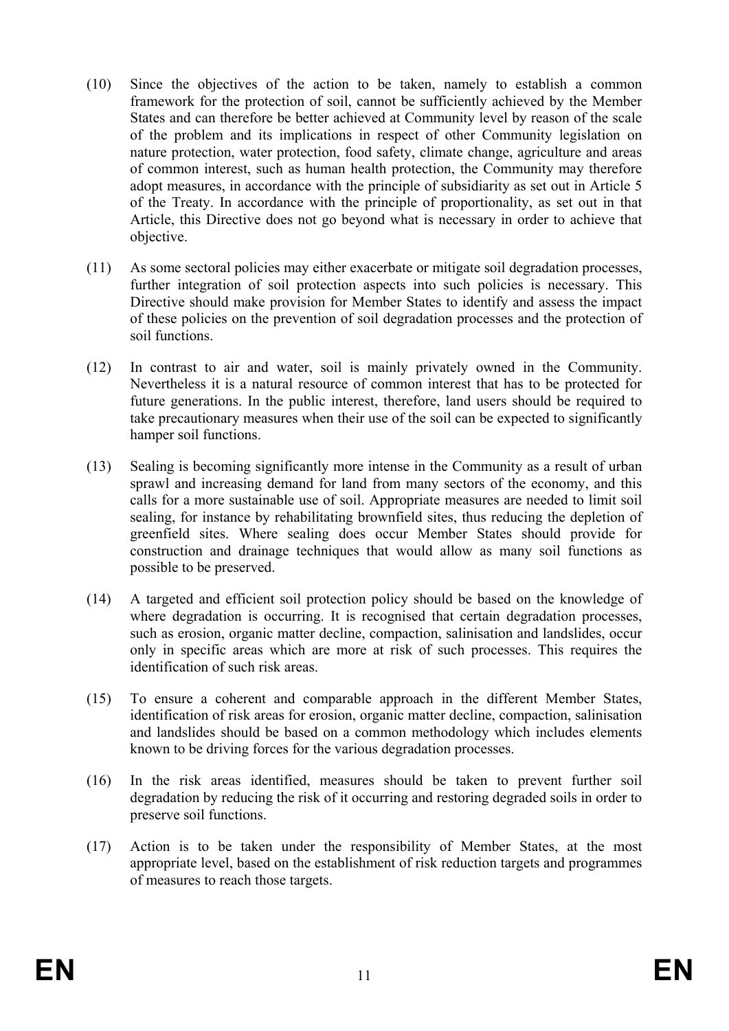(10) Since the objectives of the action to be taken, namely to establish a common framework for the protection of soil, cannot be sufficiently achieved by the Member States and can therefore be better achieved at Community level by reason of the scale of the problem and its implications in respect of other Community legislation on nature protection, water protection, food safety, climate change, agriculture and areas of common interest, such as human health protection, the Community may therefore adopt measures, in accordance with the principle of subsidiarity as set out in Article 5 of the Treaty. In accordance with the principle of proportionality, as set out in that Article, this Directive does not go beyond what is necessary in order to achieve that objective.

(11) As some sectoral policies may either exacerbate or mitigate soil degradation processes, further integration of soil protection aspects into such policies is necessary. This Directive should make provision for Member States to identify and assess the impact of these policies on the prevention of soil degradation processes and the protection of soil functions.

(12) In contrast to air and water, soil is mainly privately owned in the Community. Nevertheless it is a natural resource of common interest that has to be protected for future generations. In the public interest, therefore, land users should be required to take precautionary measures when their use of the soil can be expected to significantly hamper soil functions.

(13) Sealing is becoming significantly more intense in the Community as a result of urban sprawl and increasing demand for land from many sectors of the economy, and this calls for a more sustainable use of soil. Appropriate measures are needed to limit soil sealing, for instance by rehabilitating brownfield sites, thus reducing the depletion of greenfield sites. Where sealing does occur Member States should provide for construction and drainage techniques that would allow as many soil functions as possible to be preserved.

(14) A targeted and efficient soil protection policy should be based on the knowledge of where degradation is occurring. It is recognised that certain degradation processes, such as erosion, organic matter decline, compaction, salinisation and landslides, occur only in specific areas which are more at risk of such processes. This requires the identification of such risk areas.

(15) To ensure a coherent and comparable approach in the different Member States, identification of risk areas for erosion, organic matter decline, compaction, salinisation and landslides should be based on a common methodology which includes elements known to be driving forces for the various degradation processes.

(16) In the risk areas identified, measures should be taken to prevent further soil degradation by reducing the risk of it occurring and restoring degraded soils in order to preserve soil functions.

(17) Action is to be taken under the responsibility of Member States, at the most appropriate level, based on the establishment of risk reduction targets and programmes of measures to reach those targets.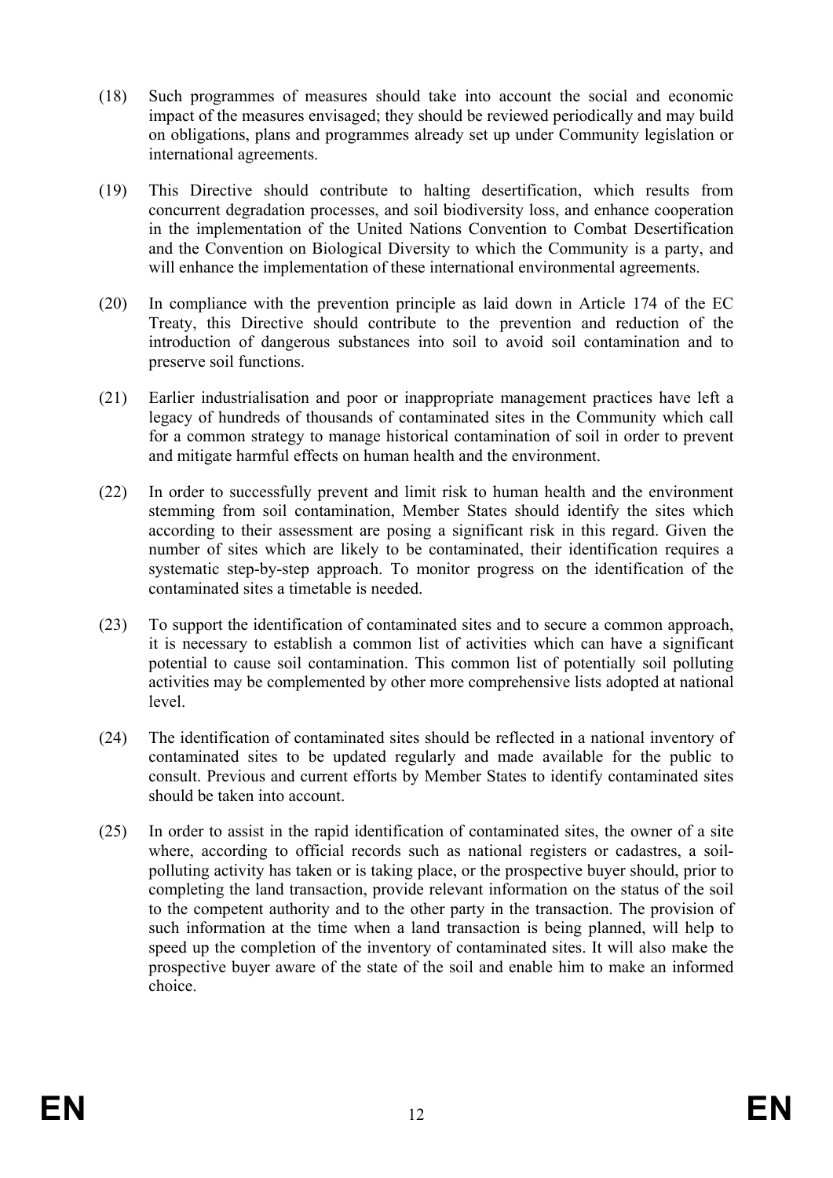(18) Such programmes of measures should take into account the social and economic impact of the measures envisaged; they should be reviewed periodically and may build on obligations, plans and programmes already set up under Community legislation or international agreements.

(19) This Directive should contribute to halting desertification, which results from concurrent degradation processes, and soil biodiversity loss, and enhance cooperation in the implementation of the United Nations Convention to Combat Desertification and the Convention on Biological Diversity to which the Community is a party, and will enhance the implementation of these international environmental agreements.

(20) In compliance with the prevention principle as laid down in Article 174 of the EC Treaty, this Directive should contribute to the prevention and reduction of the introduction of dangerous substances into soil to avoid soil contamination and to preserve soil functions.

(21) Earlier industrialisation and poor or inappropriate management practices have left a legacy of hundreds of thousands of contaminated sites in the Community which call for a common strategy to manage historical contamination of soil in order to prevent and mitigate harmful effects on human health and the environment.

(22) In order to successfully prevent and limit risk to human health and the environment stemming from soil contamination, Member States should identify the sites which according to their assessment are posing a significant risk in this regard. Given the number of sites which are likely to be contaminated, their identification requires a systematic step-by-step approach. To monitor progress on the identification of the contaminated sites a timetable is needed.

(23) To support the identification of contaminated sites and to secure a common approach, it is necessary to establish a common list of activities which can have a significant potential to cause soil contamination. This common list of potentially soil polluting activities may be complemented by other more comprehensive lists adopted at national level.

(24) The identification of contaminated sites should be reflected in a national inventory of contaminated sites to be updated regularly and made available for the public to consult. Previous and current efforts by Member States to identify contaminated sites should be taken into account.

(25) In order to assist in the rapid identification of contaminated sites, the owner of a site where, according to official records such as national registers or cadastres, a soil-polluting activity has taken or is taking place, or the prospective buyer should, prior to completing the land transaction, provide relevant information on the status of the soil to the competent authority and to the other party in the transaction. The provision of such information at the time when a land transaction is being planned, will help to speed up the completion of the inventory of contaminated sites. It will also make the prospective buyer aware of the state of the soil and enable him to make an informed choice.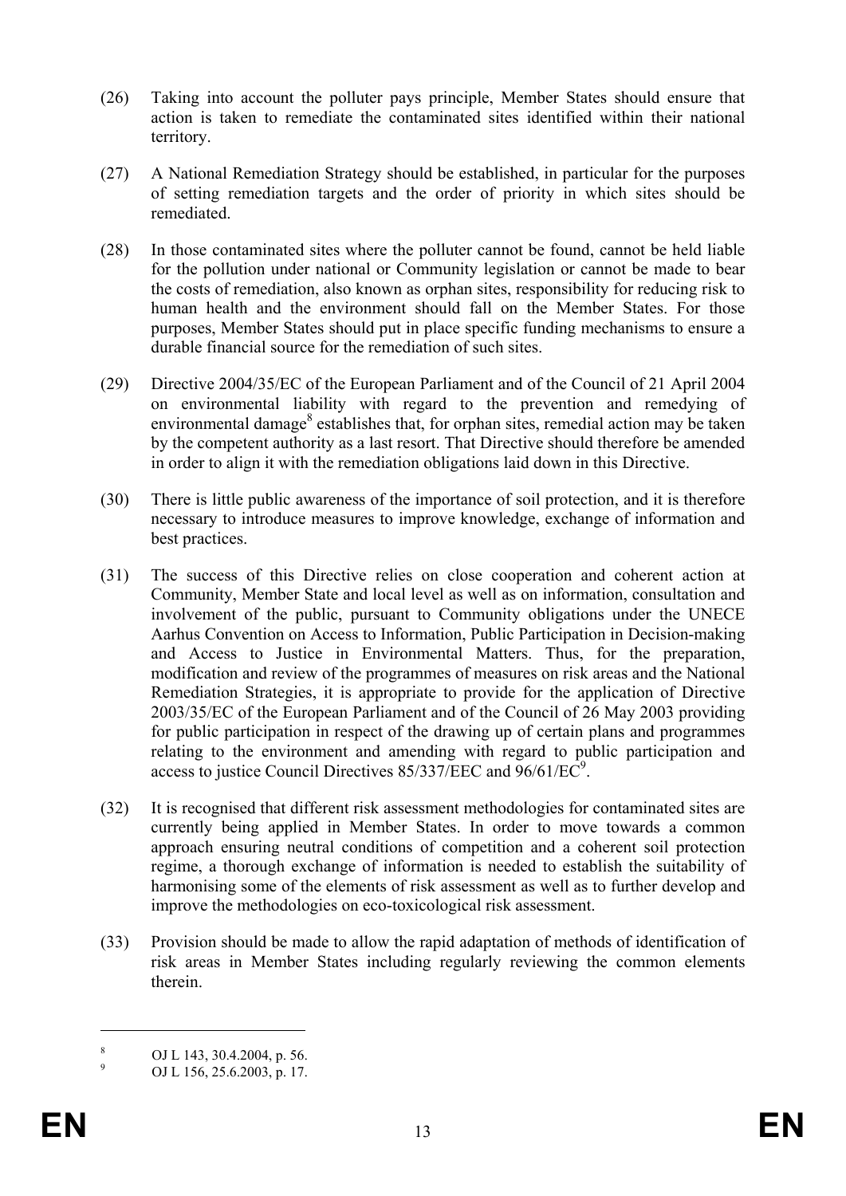(26) Taking into account the polluter pays principle, Member States should ensure that action is taken to remediate the contaminated sites identified within their national territory.

(27) A National Remediation Strategy should be established, in particular for the purposes of setting remediation targets and the order of priority in which sites should be remediated.

(28) In those contaminated sites where the polluter cannot be found, cannot be held liable for the pollution under national or Community legislation or cannot be made to bear the costs of remediation, also known as orphan sites, responsibility for reducing risk to human health and the environment should fall on the Member States. For those purposes, Member States should put in place specific funding mechanisms to ensure a durable financial source for the remediation of such sites.

(29) Directive 2004/35/EC of the European Parliament and of the Council of 21 April 2004 on environmental liability with regard to the prevention and remedying of environmental damage[8] establishes that, for orphan sites, remedial action may be taken by the competent authority as a last resort. That Directive should therefore be amended in order to align it with the remediation obligations laid down in this Directive.

(30) There is little public awareness of the importance of soil protection, and it is therefore necessary to introduce measures to improve knowledge, exchange of information and best practices.

(31) The success of this Directive relies on close cooperation and coherent action at Community, Member State and local level as well as on information, consultation and involvement of the public, pursuant to Community obligations under the UNECE Aarhus Convention on Access to Information, Public Participation in Decision-making and Access to Justice in Environmental Matters. Thus, for the preparation, modification and review of the programmes of measures on risk areas and the National Remediation Strategies, it is appropriate to provide for the application of Directive 2003/35/EC of the European Parliament and of the Council of 26 May 2003 providing for public participation in respect of the drawing up of certain plans and programmes relating to the environment and amending with regard to public participation and access to justice Council Directives 85/337/EEC and 96/61/EC[9].

(32) It is recognised that different risk assessment methodologies for contaminated sites are currently being applied in Member States. In order to move towards a common approach ensuring neutral conditions of competition and a coherent soil protection regime, a thorough exchange of information is needed to establish the suitability of harmonising some of the elements of risk assessment as well as to further develop and improve the methodologies on eco-toxicological risk assessment.

(33) Provision should be made to allow the rapid adaptation of methods of identification of risk areas in Member States including regularly reviewing the common elements therein.

---

[8] OJ L 143, 30.4.2004, p. 56.

[9] OJ L 156, 25.6.2003, p. 17.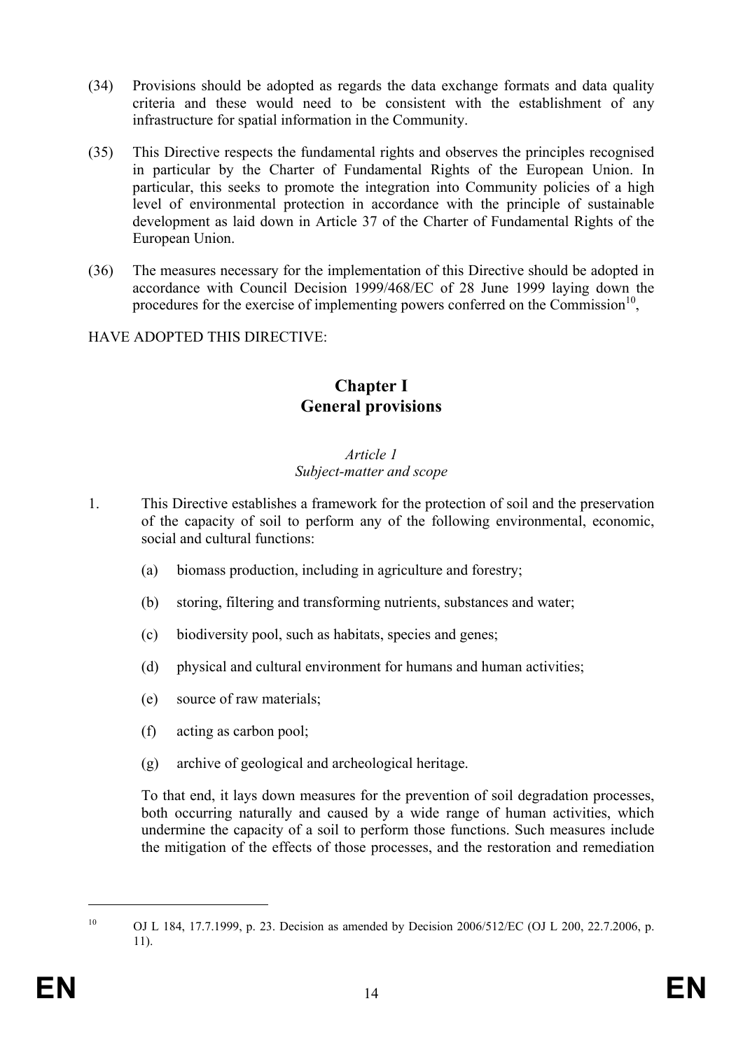(34) Provisions should be adopted as regards the data exchange formats and data quality criteria and these would need to be consistent with the establishment of any infrastructure for spatial information in the Community.

(35) This Directive respects the fundamental rights and observes the principles recognised in particular by the Charter of Fundamental Rights of the European Union. In particular, this seeks to promote the integration into Community policies of a high level of environmental protection in accordance with the principle of sustainable development as laid down in Article 37 of the Charter of Fundamental Rights of the European Union.

(36) The measures necessary for the implementation of this Directive should be adopted in accordance with Council Decision 1999/468/EC of 28 June 1999 laying down the procedures for the exercise of implementing powers conferred on the Commission[10],

HAVE ADOPTED THIS DIRECTIVE:

## Chapter I
## General provisions

*Article 1*
*Subject-matter and scope*

1. This Directive establishes a framework for the protection of soil and the preservation of the capacity of soil to perform any of the following environmental, economic, social and cultural functions:

   (a) biomass production, including in agriculture and forestry;

   (b) storing, filtering and transforming nutrients, substances and water;

   (c) biodiversity pool, such as habitats, species and genes;

   (d) physical and cultural environment for humans and human activities;

   (e) source of raw materials;

   (f) acting as carbon pool;

   (g) archive of geological and archeological heritage.

   To that end, it lays down measures for the prevention of soil degradation processes, both occurring naturally and caused by a wide range of human activities, which undermine the capacity of a soil to perform those functions. Such measures include the mitigation of the effects of those processes, and the restoration and remediation

---

[10] OJ L 184, 17.7.1999, p. 23. Decision as amended by Decision 2006/512/EC (OJ L 200, 22.7.2006, p. 11).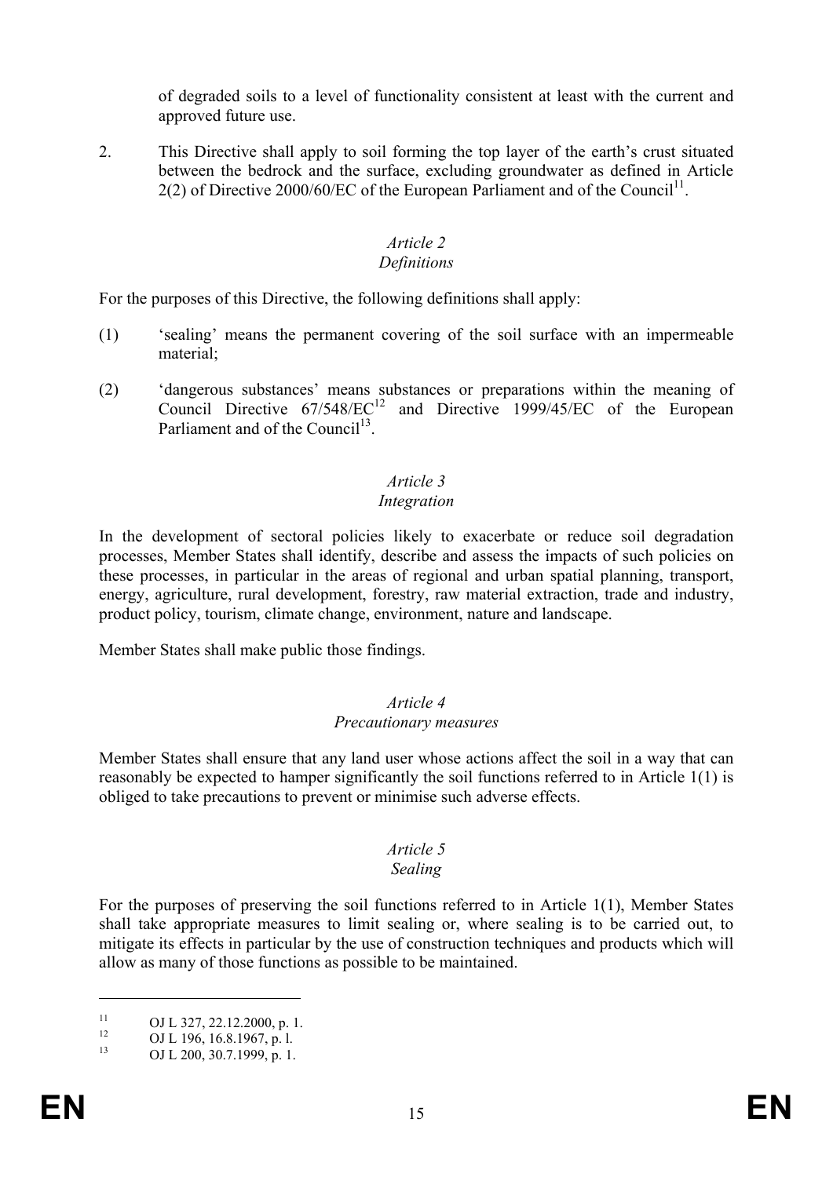of degraded soils to a level of functionality consistent at least with the current and approved future use.

2. This Directive shall apply to soil forming the top layer of the earth's crust situated between the bedrock and the surface, excluding groundwater as defined in Article 2(2) of Directive 2000/60/EC of the European Parliament and of the Council[11].

*Article 2*
*Definitions*

For the purposes of this Directive, the following definitions shall apply:

(1) 'sealing' means the permanent covering of the soil surface with an impermeable material;

(2) 'dangerous substances' means substances or preparations within the meaning of Council Directive 67/548/EC[12] and Directive 1999/45/EC of the European Parliament and of the Council[13].

*Article 3*
*Integration*

In the development of sectoral policies likely to exacerbate or reduce soil degradation processes, Member States shall identify, describe and assess the impacts of such policies on these processes, in particular in the areas of regional and urban spatial planning, transport, energy, agriculture, rural development, forestry, raw material extraction, trade and industry, product policy, tourism, climate change, environment, nature and landscape.

Member States shall make public those findings.

*Article 4*
*Precautionary measures*

Member States shall ensure that any land user whose actions affect the soil in a way that can reasonably be expected to hamper significantly the soil functions referred to in Article 1(1) is obliged to take precautions to prevent or minimise such adverse effects.

*Article 5*
*Sealing*

For the purposes of preserving the soil functions referred to in Article 1(1), Member States shall take appropriate measures to limit sealing or, where sealing is to be carried out, to mitigate its effects in particular by the use of construction techniques and products which will allow as many of those functions as possible to be maintained.

---

[11] OJ L 327, 22.12.2000, p. 1.
[12] OJ L 196, 16.8.1967, p. l.
[13] OJ L 200, 30.7.1999, p. 1.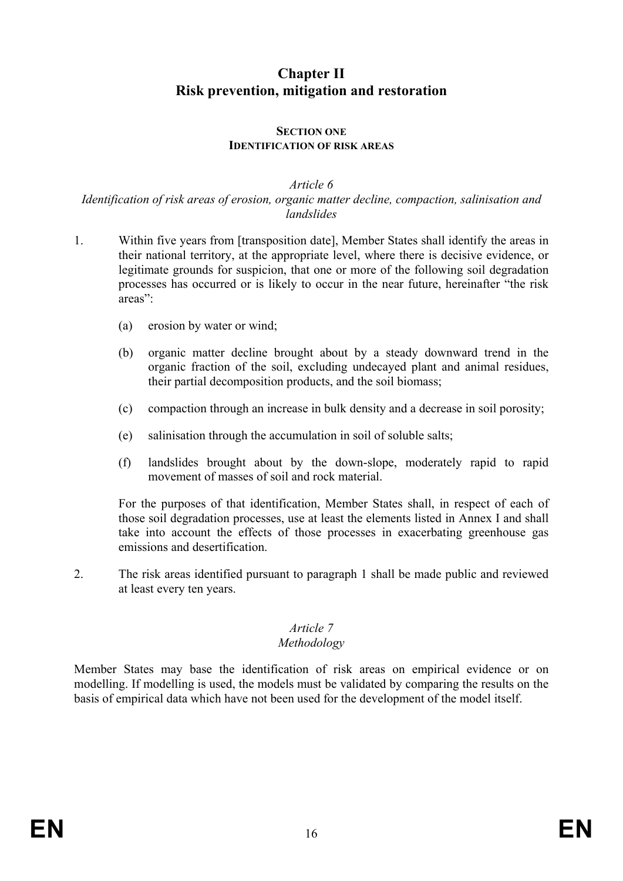# Chapter II
# Risk prevention, mitigation and restoration

## SECTION ONE
## IDENTIFICATION OF RISK AREAS

### *Article 6*
### *Identification of risk areas of erosion, organic matter decline, compaction, salinisation and landslides*

1. Within five years from [transposition date], Member States shall identify the areas in their national territory, at the appropriate level, where there is decisive evidence, or legitimate grounds for suspicion, that one or more of the following soil degradation processes has occurred or is likely to occur in the near future, hereinafter "the risk areas":

   (a) erosion by water or wind;

   (b) organic matter decline brought about by a steady downward trend in the organic fraction of the soil, excluding undecayed plant and animal residues, their partial decomposition products, and the soil biomass;

   (c) compaction through an increase in bulk density and a decrease in soil porosity;

   (e) salinisation through the accumulation in soil of soluble salts;

   (f) landslides brought about by the down-slope, moderately rapid to rapid movement of masses of soil and rock material.

   For the purposes of that identification, Member States shall, in respect of each of those soil degradation processes, use at least the elements listed in Annex I and shall take into account the effects of those processes in exacerbating greenhouse gas emissions and desertification.

2. The risk areas identified pursuant to paragraph 1 shall be made public and reviewed at least every ten years.

### *Article 7*
### *Methodology*

Member States may base the identification of risk areas on empirical evidence or on modelling. If modelling is used, the models must be validated by comparing the results on the basis of empirical data which have not been used for the development of the model itself.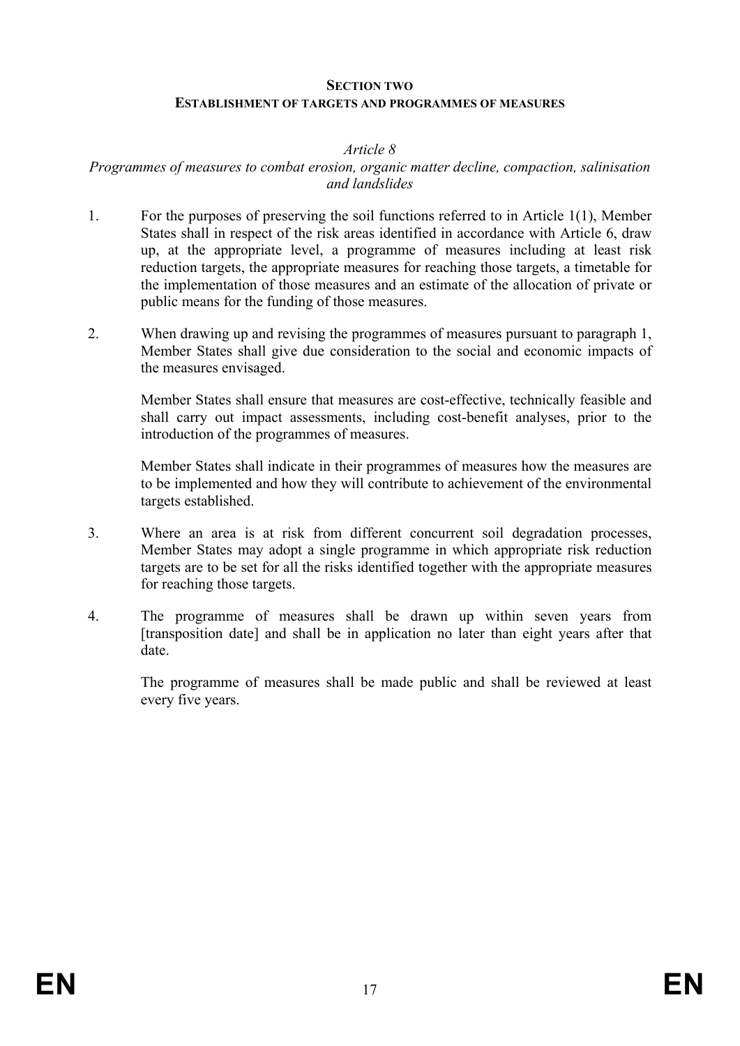## SECTION TWO
## ESTABLISHMENT OF TARGETS AND PROGRAMMES OF MEASURES

*Article 8*

*Programmes of measures to combat erosion, organic matter decline, compaction, salinisation and landslides*

1. For the purposes of preserving the soil functions referred to in Article 1(1), Member States shall in respect of the risk areas identified in accordance with Article 6, draw up, at the appropriate level, a programme of measures including at least risk reduction targets, the appropriate measures for reaching those targets, a timetable for the implementation of those measures and an estimate of the allocation of private or public means for the funding of those measures.

2. When drawing up and revising the programmes of measures pursuant to paragraph 1, Member States shall give due consideration to the social and economic impacts of the measures envisaged.

   Member States shall ensure that measures are cost-effective, technically feasible and shall carry out impact assessments, including cost-benefit analyses, prior to the introduction of the programmes of measures.

   Member States shall indicate in their programmes of measures how the measures are to be implemented and how they will contribute to achievement of the environmental targets established.

3. Where an area is at risk from different concurrent soil degradation processes, Member States may adopt a single programme in which appropriate risk reduction targets are to be set for all the risks identified together with the appropriate measures for reaching those targets.

4. The programme of measures shall be drawn up within seven years from [transposition date] and shall be in application no later than eight years after that date.

   The programme of measures shall be made public and shall be reviewed at least every five years.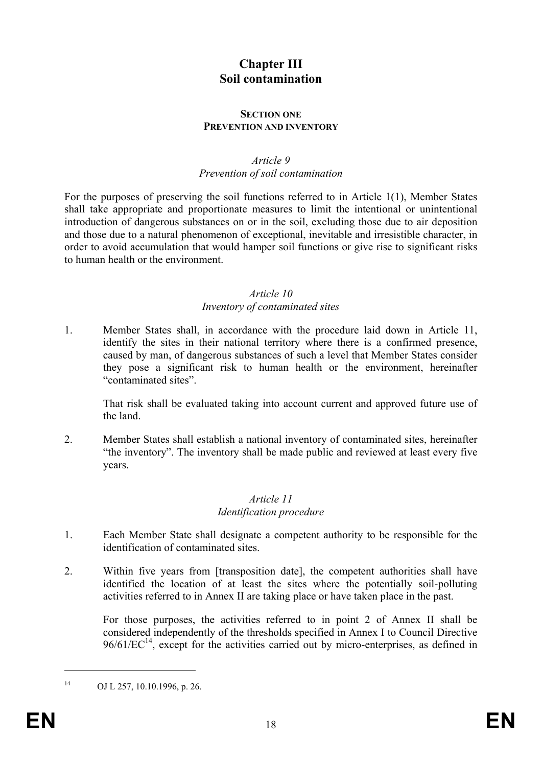# Chapter III
# Soil contamination

## SECTION ONE
## PREVENTION AND INVENTORY

### *Article 9*
### *Prevention of soil contamination*

For the purposes of preserving the soil functions referred to in Article 1(1), Member States shall take appropriate and proportionate measures to limit the intentional or unintentional introduction of dangerous substances on or in the soil, excluding those due to air deposition and those due to a natural phenomenon of exceptional, inevitable and irresistible character, in order to avoid accumulation that would hamper soil functions or give rise to significant risks to human health or the environment.

### *Article 10*
### *Inventory of contaminated sites*

1. Member States shall, in accordance with the procedure laid down in Article 11, identify the sites in their national territory where there is a confirmed presence, caused by man, of dangerous substances of such a level that Member States consider they pose a significant risk to human health or the environment, hereinafter "contaminated sites".

   That risk shall be evaluated taking into account current and approved future use of the land.

2. Member States shall establish a national inventory of contaminated sites, hereinafter "the inventory". The inventory shall be made public and reviewed at least every five years.

### *Article 11*
### *Identification procedure*

1. Each Member State shall designate a competent authority to be responsible for the identification of contaminated sites.

2. Within five years from [transposition date], the competent authorities shall have identified the location of at least the sites where the potentially soil-polluting activities referred to in Annex II are taking place or have taken place in the past.

   For those purposes, the activities referred to in point 2 of Annex II shall be considered independently of the thresholds specified in Annex I to Council Directive 96/61/EC[14], except for the activities carried out by micro-enterprises, as defined in

---

[14] OJ L 257, 10.10.1996, p. 26.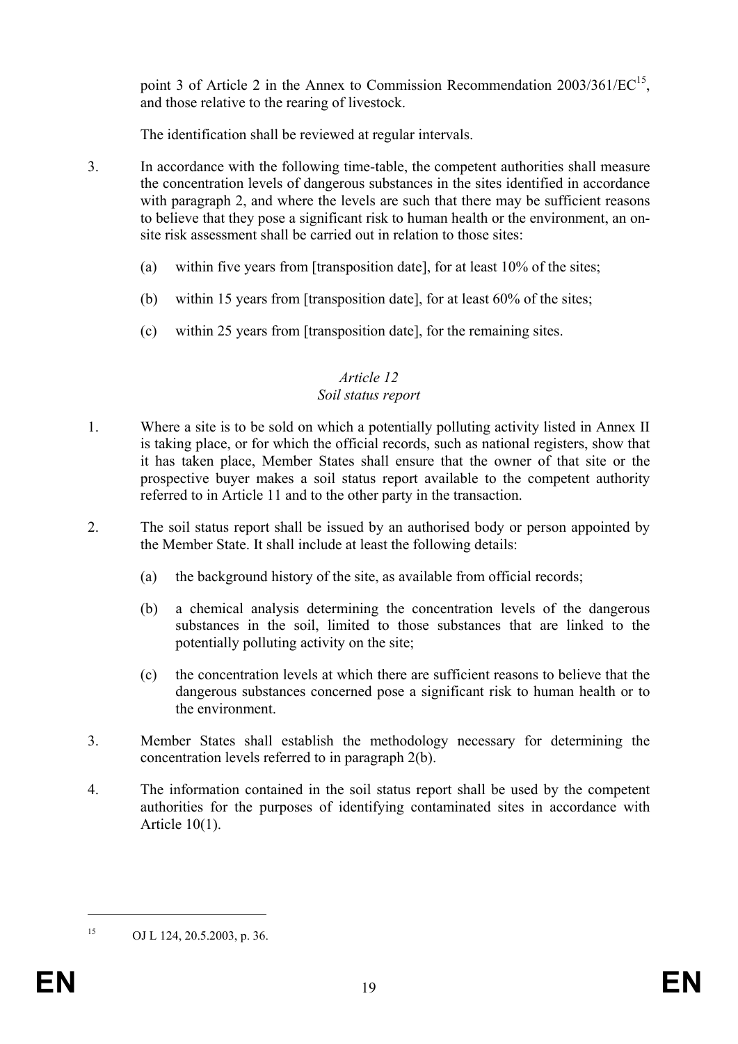point 3 of Article 2 in the Annex to Commission Recommendation 2003/361/EC[15], and those relative to the rearing of livestock.

The identification shall be reviewed at regular intervals.

3. In accordance with the following time-table, the competent authorities shall measure the concentration levels of dangerous substances in the sites identified in accordance with paragraph 2, and where the levels are such that there may be sufficient reasons to believe that they pose a significant risk to human health or the environment, an on-site risk assessment shall be carried out in relation to those sites:

   (a) within five years from [transposition date], for at least 10% of the sites;

   (b) within 15 years from [transposition date], for at least 60% of the sites;

   (c) within 25 years from [transposition date], for the remaining sites.

### *Article 12*
### *Soil status report*

1. Where a site is to be sold on which a potentially polluting activity listed in Annex II is taking place, or for which the official records, such as national registers, show that it has taken place, Member States shall ensure that the owner of that site or the prospective buyer makes a soil status report available to the competent authority referred to in Article 11 and to the other party in the transaction.

2. The soil status report shall be issued by an authorised body or person appointed by the Member State. It shall include at least the following details:

   (a) the background history of the site, as available from official records;

   (b) a chemical analysis determining the concentration levels of the dangerous substances in the soil, limited to those substances that are linked to the potentially polluting activity on the site;

   (c) the concentration levels at which there are sufficient reasons to believe that the dangerous substances concerned pose a significant risk to human health or to the environment.

3. Member States shall establish the methodology necessary for determining the concentration levels referred to in paragraph 2(b).

4. The information contained in the soil status report shall be used by the competent authorities for the purposes of identifying contaminated sites in accordance with Article 10(1).

---

[15] OJ L 124, 20.5.2003, p. 36.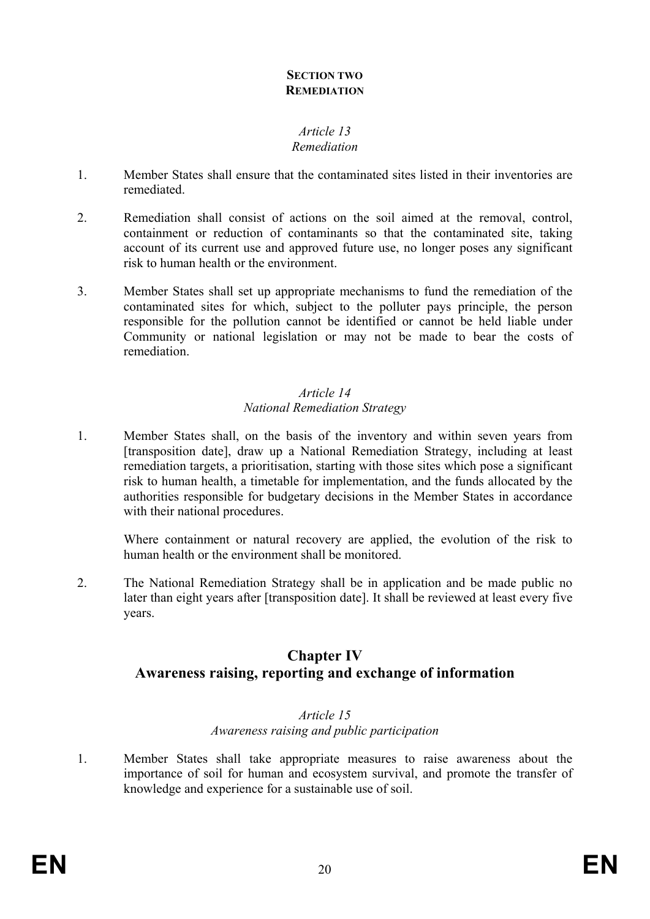### SECTION TWO
### REMEDIATION

*Article 13*
*Remediation*

1. Member States shall ensure that the contaminated sites listed in their inventories are remediated.

2. Remediation shall consist of actions on the soil aimed at the removal, control, containment or reduction of contaminants so that the contaminated site, taking account of its current use and approved future use, no longer poses any significant risk to human health or the environment.

3. Member States shall set up appropriate mechanisms to fund the remediation of the contaminated sites for which, subject to the polluter pays principle, the person responsible for the pollution cannot be identified or cannot be held liable under Community or national legislation or may not be made to bear the costs of remediation.

*Article 14*
*National Remediation Strategy*

1. Member States shall, on the basis of the inventory and within seven years from [transposition date], draw up a National Remediation Strategy, including at least remediation targets, a prioritisation, starting with those sites which pose a significant risk to human health, a timetable for implementation, and the funds allocated by the authorities responsible for budgetary decisions in the Member States in accordance with their national procedures.

   Where containment or natural recovery are applied, the evolution of the risk to human health or the environment shall be monitored.

2. The National Remediation Strategy shall be in application and be made public no later than eight years after [transposition date]. It shall be reviewed at least every five years.

## Chapter IV
## Awareness raising, reporting and exchange of information

*Article 15*
*Awareness raising and public participation*

1. Member States shall take appropriate measures to raise awareness about the importance of soil for human and ecosystem survival, and promote the transfer of knowledge and experience for a sustainable use of soil.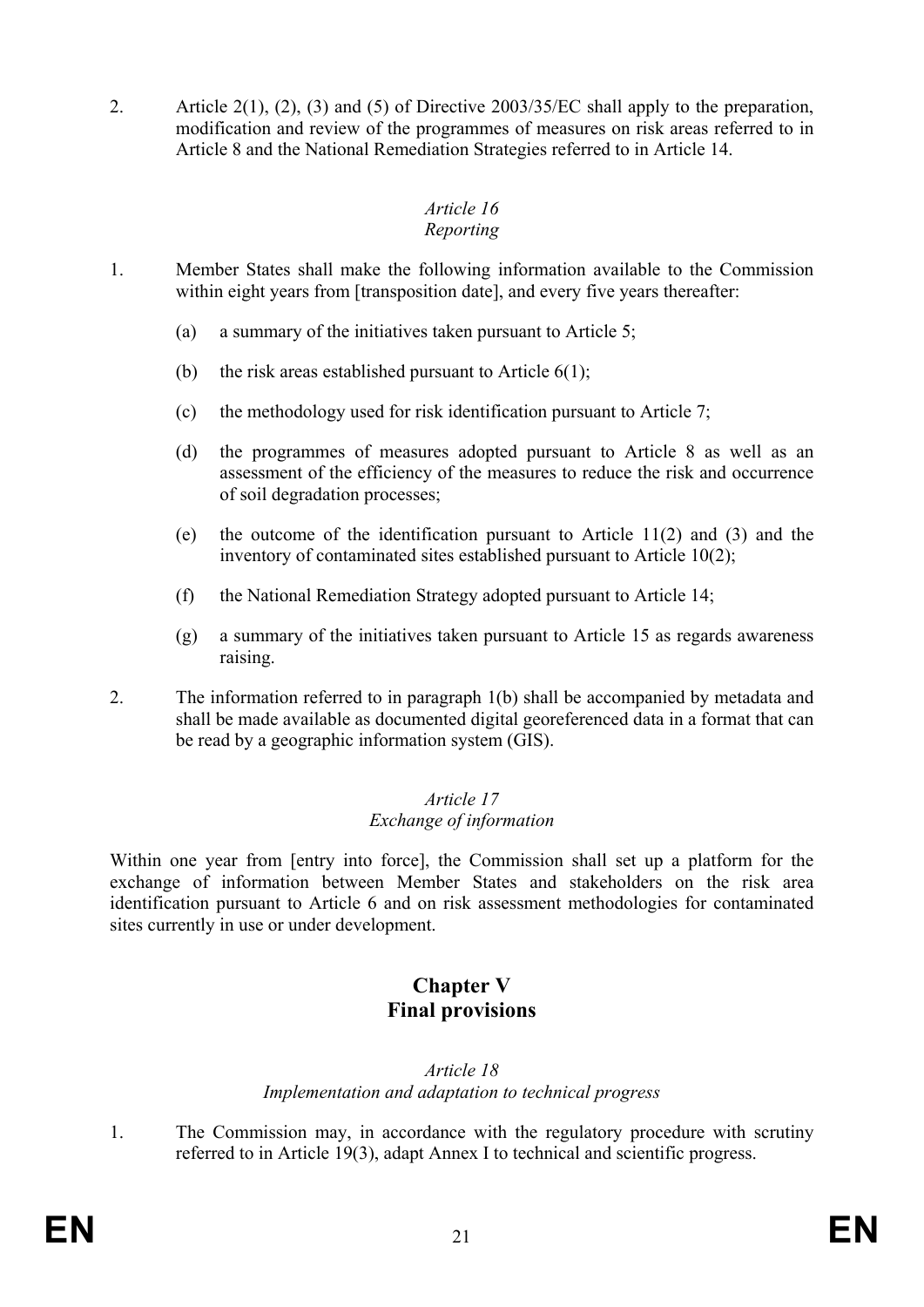2. Article 2(1), (2), (3) and (5) of Directive 2003/35/EC shall apply to the preparation, modification and review of the programmes of measures on risk areas referred to in Article 8 and the National Remediation Strategies referred to in Article 14.

*Article 16*
*Reporting*

1. Member States shall make the following information available to the Commission within eight years from [transposition date], and every five years thereafter:

   (a) a summary of the initiatives taken pursuant to Article 5;

   (b) the risk areas established pursuant to Article 6(1);

   (c) the methodology used for risk identification pursuant to Article 7;

   (d) the programmes of measures adopted pursuant to Article 8 as well as an assessment of the efficiency of the measures to reduce the risk and occurrence of soil degradation processes;

   (e) the outcome of the identification pursuant to Article 11(2) and (3) and the inventory of contaminated sites established pursuant to Article 10(2);

   (f) the National Remediation Strategy adopted pursuant to Article 14;

   (g) a summary of the initiatives taken pursuant to Article 15 as regards awareness raising.

2. The information referred to in paragraph 1(b) shall be accompanied by metadata and shall be made available as documented digital georeferenced data in a format that can be read by a geographic information system (GIS).

*Article 17*
*Exchange of information*

Within one year from [entry into force], the Commission shall set up a platform for the exchange of information between Member States and stakeholders on the risk area identification pursuant to Article 6 and on risk assessment methodologies for contaminated sites currently in use or under development.

## Chapter V
## Final provisions

*Article 18*
*Implementation and adaptation to technical progress*

1. The Commission may, in accordance with the regulatory procedure with scrutiny referred to in Article 19(3), adapt Annex I to technical and scientific progress.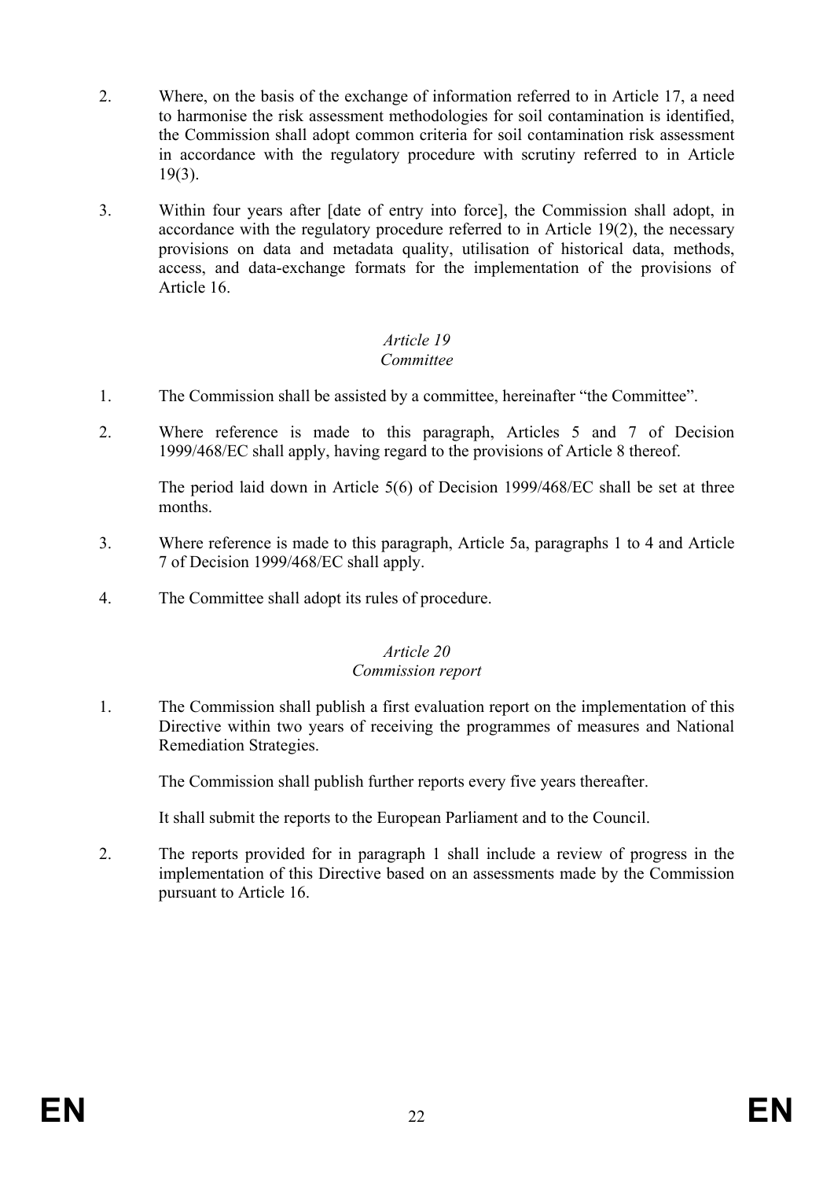2. Where, on the basis of the exchange of information referred to in Article 17, a need to harmonise the risk assessment methodologies for soil contamination is identified, the Commission shall adopt common criteria for soil contamination risk assessment in accordance with the regulatory procedure with scrutiny referred to in Article 19(3).

3. Within four years after [date of entry into force], the Commission shall adopt, in accordance with the regulatory procedure referred to in Article 19(2), the necessary provisions on data and metadata quality, utilisation of historical data, methods, access, and data-exchange formats for the implementation of the provisions of Article 16.

*Article 19*
*Committee*

1. The Commission shall be assisted by a committee, hereinafter "the Committee".

2. Where reference is made to this paragraph, Articles 5 and 7 of Decision 1999/468/EC shall apply, having regard to the provisions of Article 8 thereof.

   The period laid down in Article 5(6) of Decision 1999/468/EC shall be set at three months.

3. Where reference is made to this paragraph, Article 5a, paragraphs 1 to 4 and Article 7 of Decision 1999/468/EC shall apply.

4. The Committee shall adopt its rules of procedure.

*Article 20*
*Commission report*

1. The Commission shall publish a first evaluation report on the implementation of this Directive within two years of receiving the programmes of measures and National Remediation Strategies.

   The Commission shall publish further reports every five years thereafter.

   It shall submit the reports to the European Parliament and to the Council.

2. The reports provided for in paragraph 1 shall include a review of progress in the implementation of this Directive based on an assessments made by the Commission pursuant to Article 16.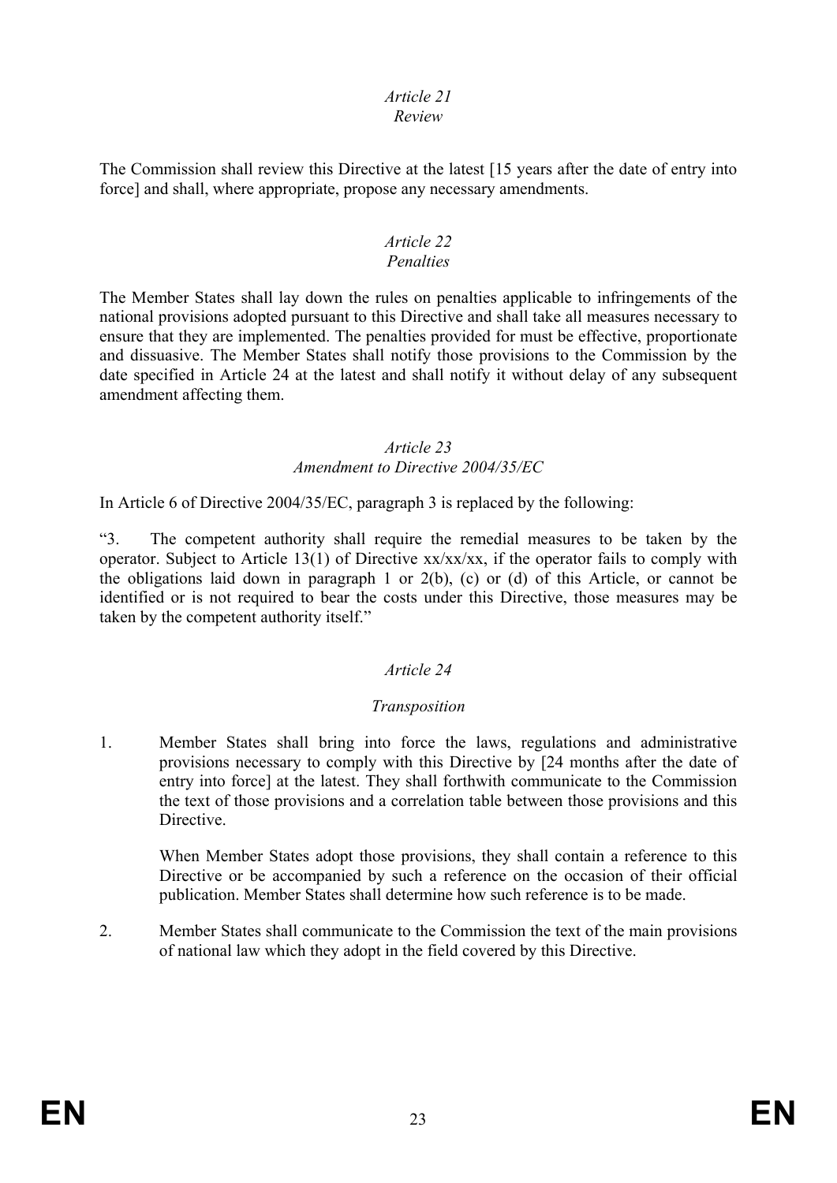*Article 21*
*Review*

The Commission shall review this Directive at the latest [15 years after the date of entry into force] and shall, where appropriate, propose any necessary amendments.

*Article 22*
*Penalties*

The Member States shall lay down the rules on penalties applicable to infringements of the national provisions adopted pursuant to this Directive and shall take all measures necessary to ensure that they are implemented. The penalties provided for must be effective, proportionate and dissuasive. The Member States shall notify those provisions to the Commission by the date specified in Article 24 at the latest and shall notify it without delay of any subsequent amendment affecting them.

*Article 23*
*Amendment to Directive 2004/35/EC*

In Article 6 of Directive 2004/35/EC, paragraph 3 is replaced by the following:

"3. The competent authority shall require the remedial measures to be taken by the operator. Subject to Article 13(1) of Directive xx/xx/xx, if the operator fails to comply with the obligations laid down in paragraph 1 or 2(b), (c) or (d) of this Article, or cannot be identified or is not required to bear the costs under this Directive, those measures may be taken by the competent authority itself."

*Article 24*

*Transposition*

1. Member States shall bring into force the laws, regulations and administrative provisions necessary to comply with this Directive by [24 months after the date of entry into force] at the latest. They shall forthwith communicate to the Commission the text of those provisions and a correlation table between those provisions and this Directive.

   When Member States adopt those provisions, they shall contain a reference to this Directive or be accompanied by such a reference on the occasion of their official publication. Member States shall determine how such reference is to be made.

2. Member States shall communicate to the Commission the text of the main provisions of national law which they adopt in the field covered by this Directive.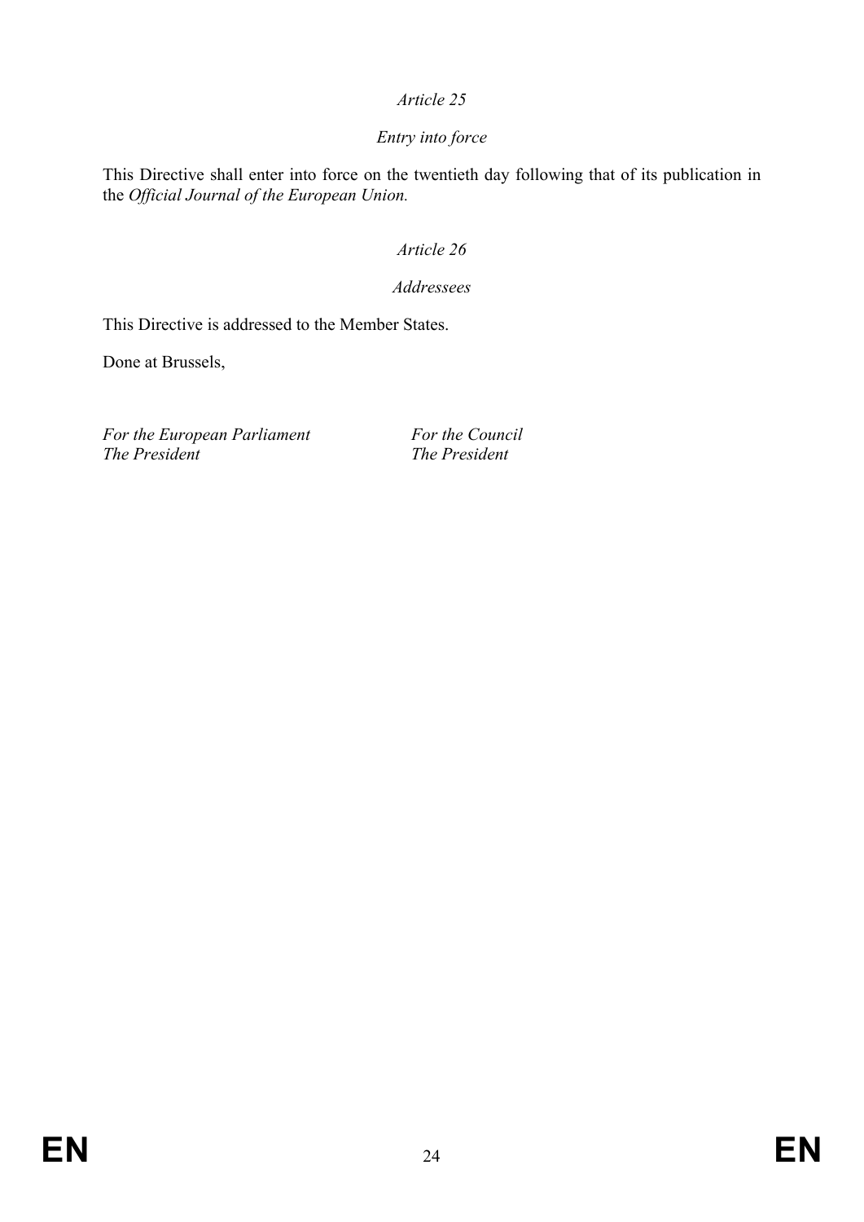*Article 25*

*Entry into force*

This Directive shall enter into force on the twentieth day following that of its publication in the *Official Journal of the European Union.*

*Article 26*

*Addressees*

This Directive is addressed to the Member States.

Done at Brussels,

*For the European Parliament*
*The President*

*For the Council*
*The President*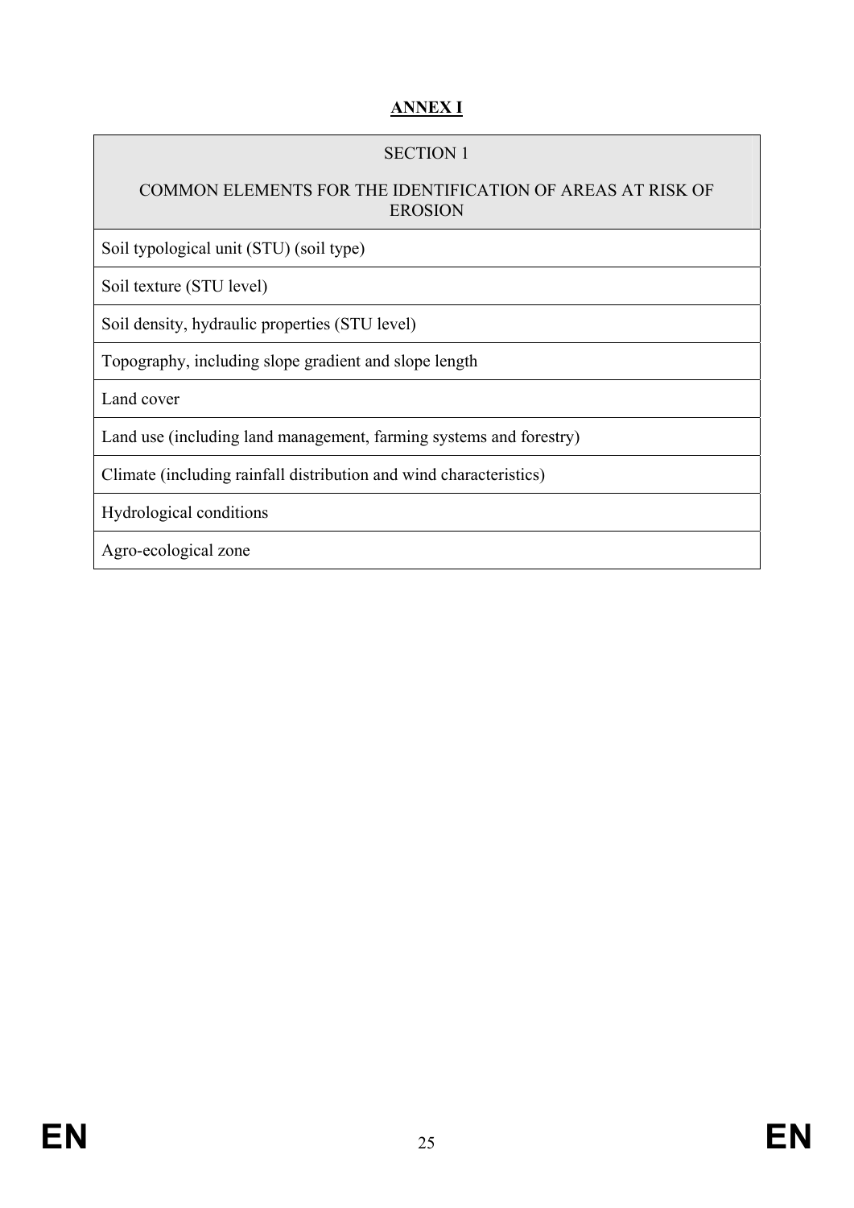# ANNEX I

| SECTION 1<br><br>COMMON ELEMENTS FOR THE IDENTIFICATION OF AREAS AT RISK OF EROSION |
| --- |
| Soil typological unit (STU) (soil type) |
| Soil texture (STU level) |
| Soil density, hydraulic properties (STU level) |
| Topography, including slope gradient and slope length |
| Land cover |
| Land use (including land management, farming systems and forestry) |
| Climate (including rainfall distribution and wind characteristics) |
| Hydrological conditions |
| Agro-ecological zone |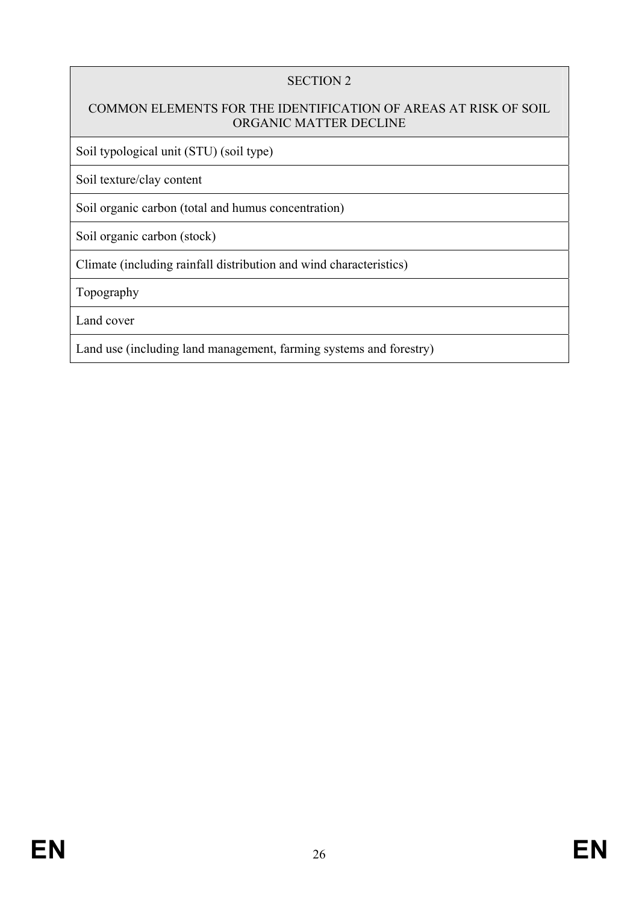| SECTION 2<br><br>COMMON ELEMENTS FOR THE IDENTIFICATION OF AREAS AT RISK OF SOIL ORGANIC MATTER DECLINE |
| --- |
| Soil typological unit (STU) (soil type) |
| Soil texture/clay content |
| Soil organic carbon (total and humus concentration) |
| Soil organic carbon (stock) |
| Climate (including rainfall distribution and wind characteristics) |
| Topography |
| Land cover |
| Land use (including land management, farming systems and forestry) |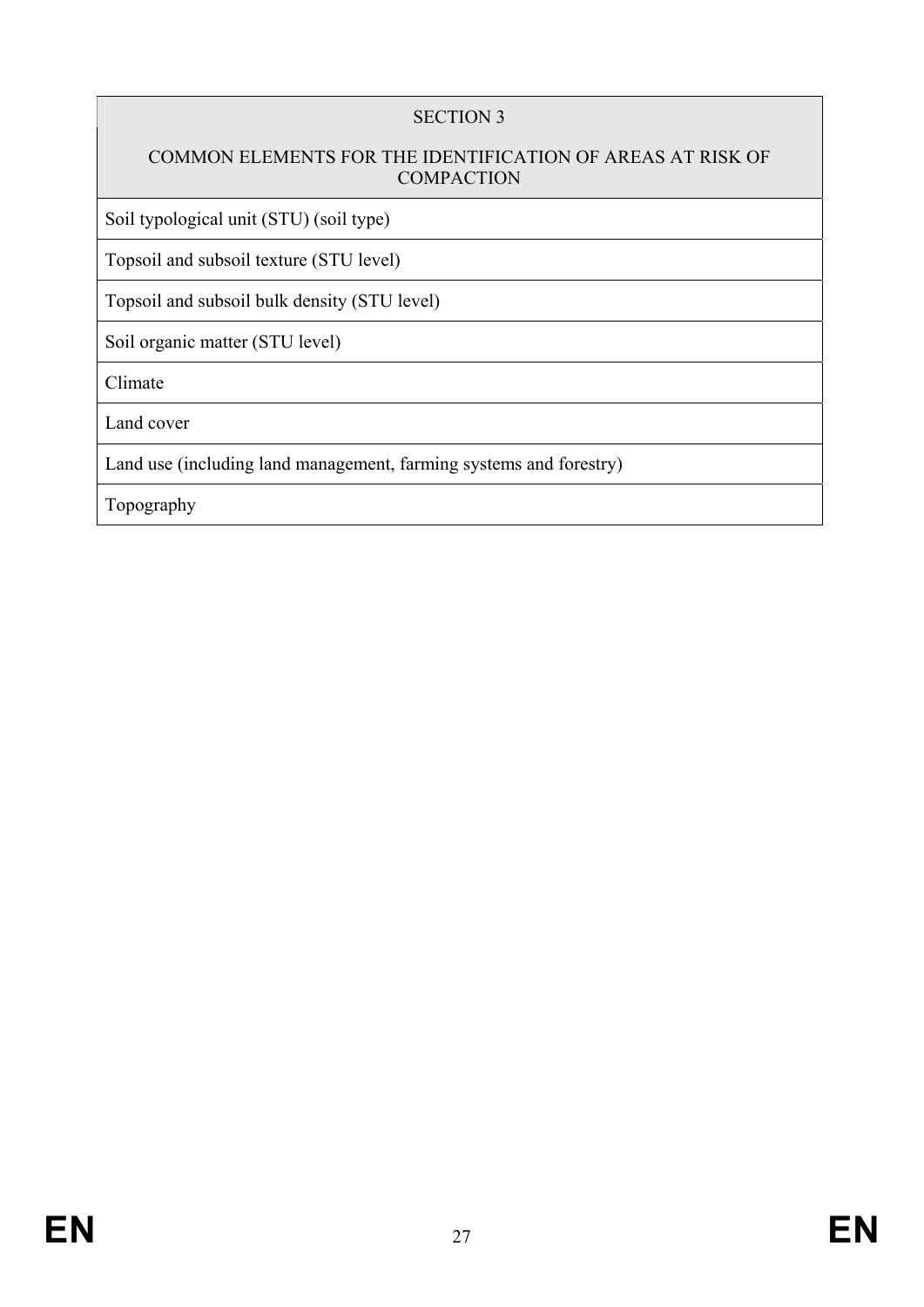| SECTION 3<br><br>COMMON ELEMENTS FOR THE IDENTIFICATION OF AREAS AT RISK OF COMPACTION |
| --- |
| Soil typological unit (STU) (soil type) |
| Topsoil and subsoil texture (STU level) |
| Topsoil and subsoil bulk density (STU level) |
| Soil organic matter (STU level) |
| Climate |
| Land cover |
| Land use (including land management, farming systems and forestry) |
| Topography |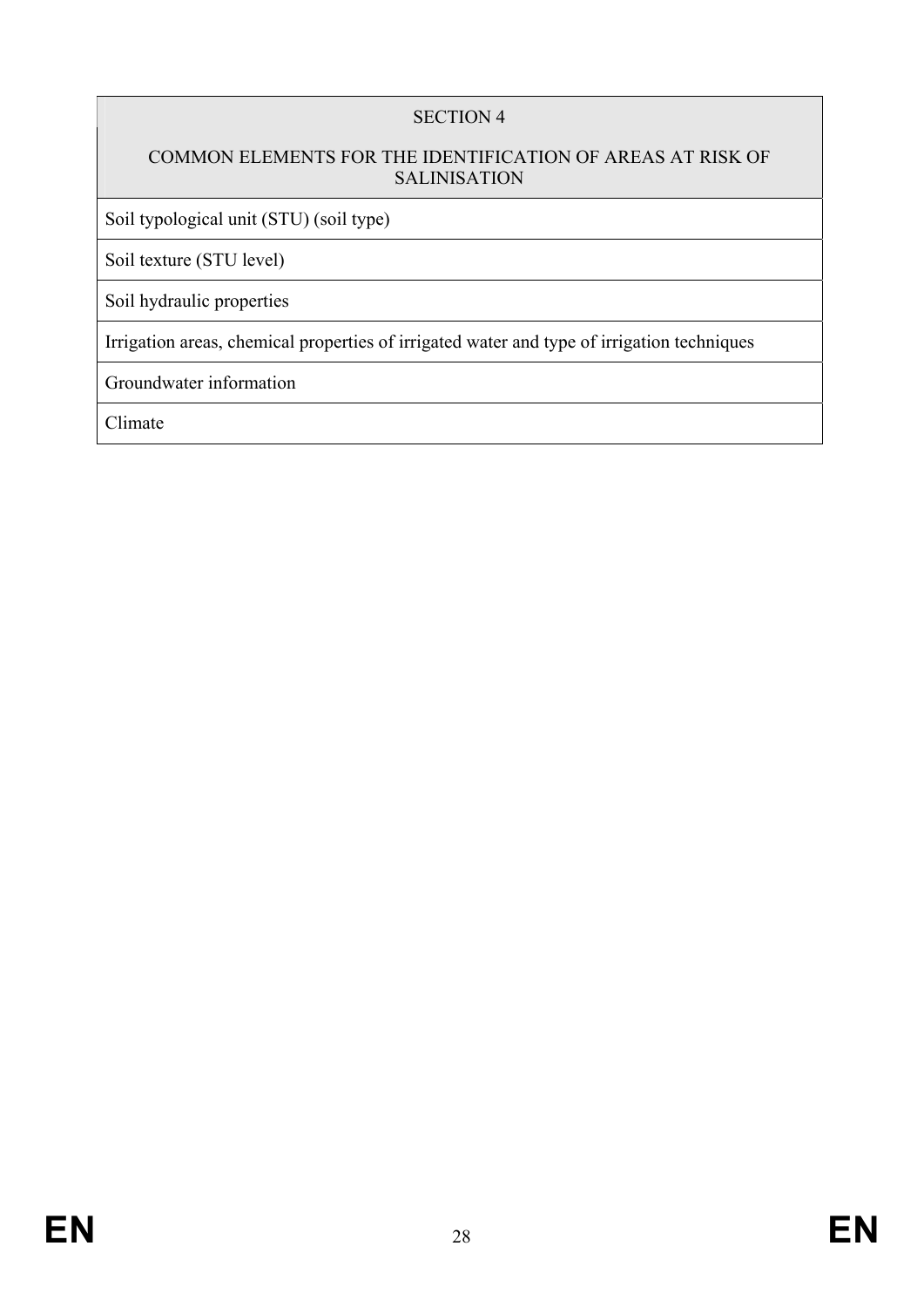| SECTION 4<br><br>COMMON ELEMENTS FOR THE IDENTIFICATION OF AREAS AT RISK OF SALINISATION |
|---|
| Soil typological unit (STU) (soil type) |
| Soil texture (STU level) |
| Soil hydraulic properties |
| Irrigation areas, chemical properties of irrigated water and type of irrigation techniques |
| Groundwater information |
| Climate |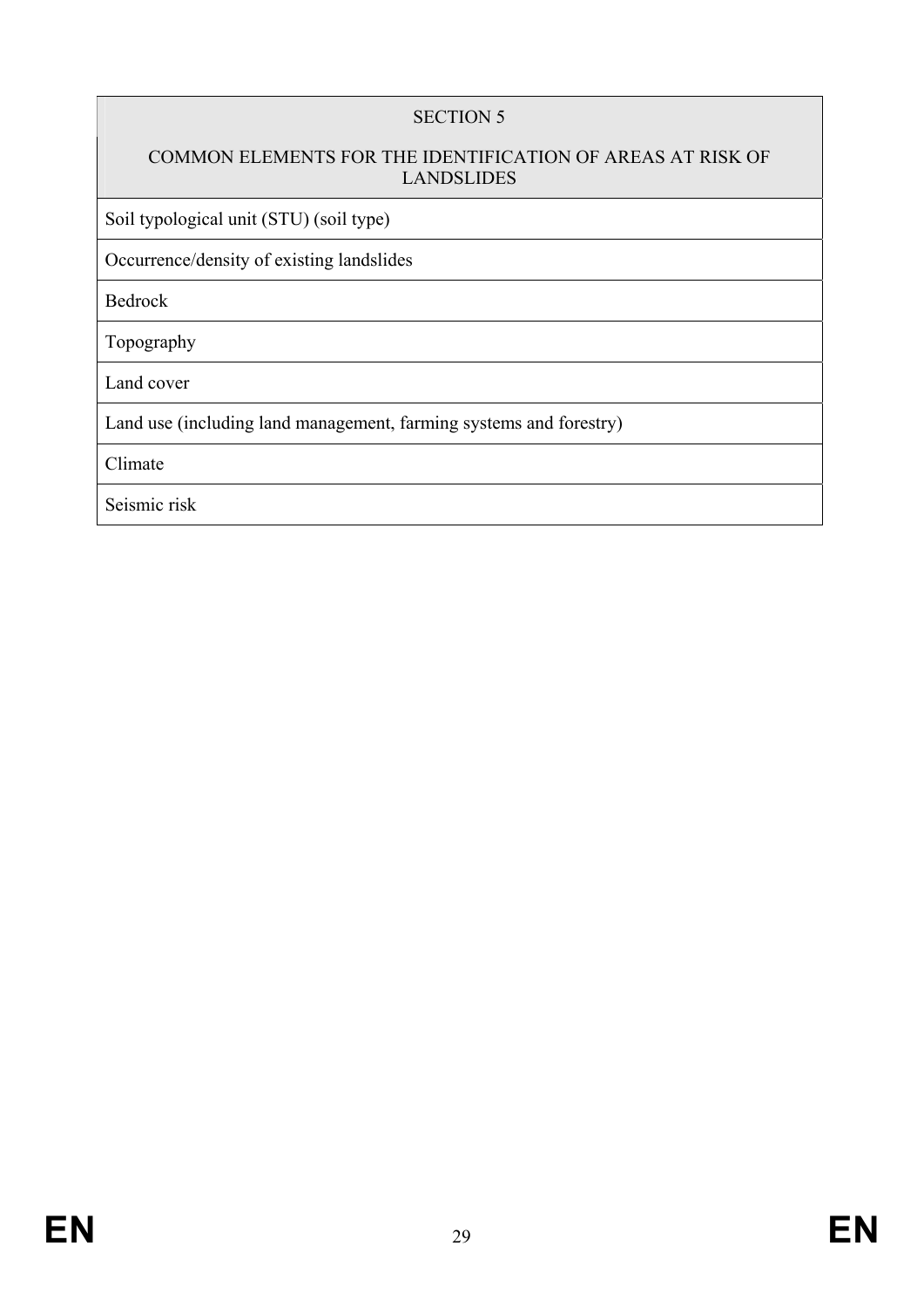| SECTION 5<br><br>COMMON ELEMENTS FOR THE IDENTIFICATION OF AREAS AT RISK OF LANDSLIDES |
|---|
| Soil typological unit (STU) (soil type) |
| Occurrence/density of existing landslides |
| Bedrock |
| Topography |
| Land cover |
| Land use (including land management, farming systems and forestry) |
| Climate |
| Seismic risk |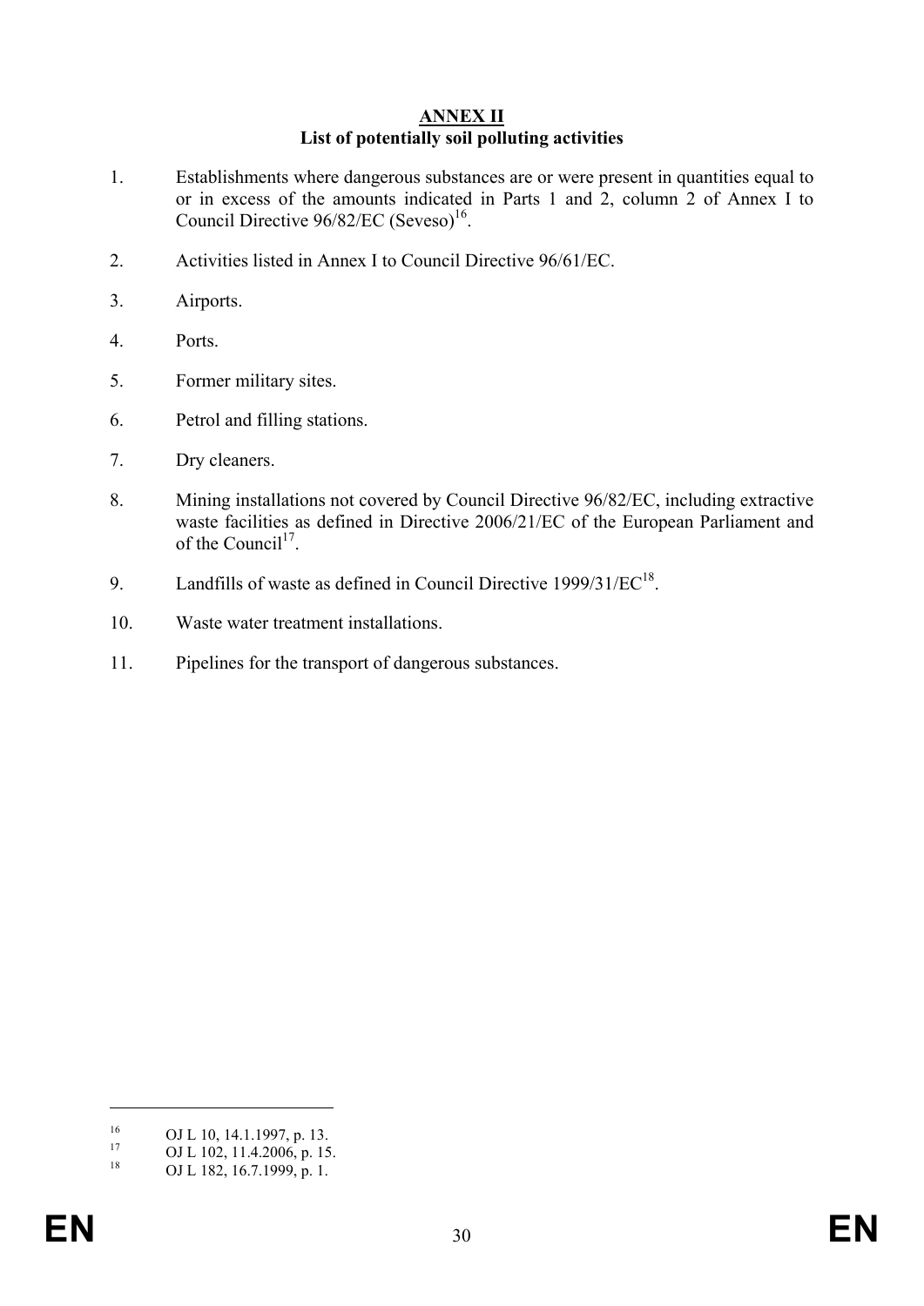## ANNEX II

### List of potentially soil polluting activities

1. Establishments where dangerous substances are or were present in quantities equal to or in excess of the amounts indicated in Parts 1 and 2, column 2 of Annex I to Council Directive 96/82/EC (Seveso)[16].

2. Activities listed in Annex I to Council Directive 96/61/EC.

3. Airports.

4. Ports.

5. Former military sites.

6. Petrol and filling stations.

7. Dry cleaners.

8. Mining installations not covered by Council Directive 96/82/EC, including extractive waste facilities as defined in Directive 2006/21/EC of the European Parliament and of the Council[17].

9. Landfills of waste as defined in Council Directive 1999/31/EC[18].

10. Waste water treatment installations.

11. Pipelines for the transport of dangerous substances.

---

[16] OJ L 10, 14.1.1997, p. 13.

[17] OJ L 102, 11.4.2006, p. 15.

[18] OJ L 182, 16.7.1999, p. 1.